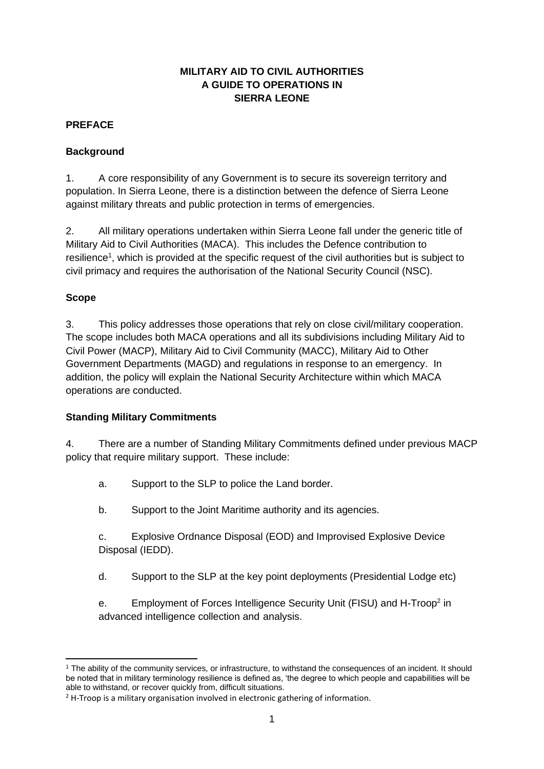# MILITARY AID TO CIVIL AUTHORITIES
# A GUIDE TO OPERATIONS IN
# SIERRA LEONE

## PREFACE

### Background

1. A core responsibility of any Government is to secure its sovereign territory and population. In Sierra Leone, there is a distinction between the defence of Sierra Leone against military threats and public protection in terms of emergencies.

2. All military operations undertaken within Sierra Leone fall under the generic title of Military Aid to Civil Authorities (MACA). This includes the Defence contribution to resilience[1], which is provided at the specific request of the civil authorities but is subject to civil primacy and requires the authorisation of the National Security Council (NSC).

### Scope

3. This policy addresses those operations that rely on close civil/military cooperation. The scope includes both MACA operations and all its subdivisions including Military Aid to Civil Power (MACP), Military Aid to Civil Community (MACC), Military Aid to Other Government Departments (MAGD) and regulations in response to an emergency. In addition, the policy will explain the National Security Architecture within which MACA operations are conducted.

### Standing Military Commitments

4. There are a number of Standing Military Commitments defined under previous MACP policy that require military support. These include:

   a. Support to the SLP to police the Land border.

   b. Support to the Joint Maritime authority and its agencies.

   c. Explosive Ordnance Disposal (EOD) and Improvised Explosive Device Disposal (IEDD).

   d. Support to the SLP at the key point deployments (Presidential Lodge etc)

   e. Employment of Forces Intelligence Security Unit (FISU) and H-Troop[2] in advanced intelligence collection and analysis.

---

[1] The ability of the community services, or infrastructure, to withstand the consequences of an incident. It should be noted that in military terminology resilience is defined as, 'the degree to which people and capabilities will be able to withstand, or recover quickly from, difficult situations.

[2] H-Troop is a military organisation involved in electronic gathering of information.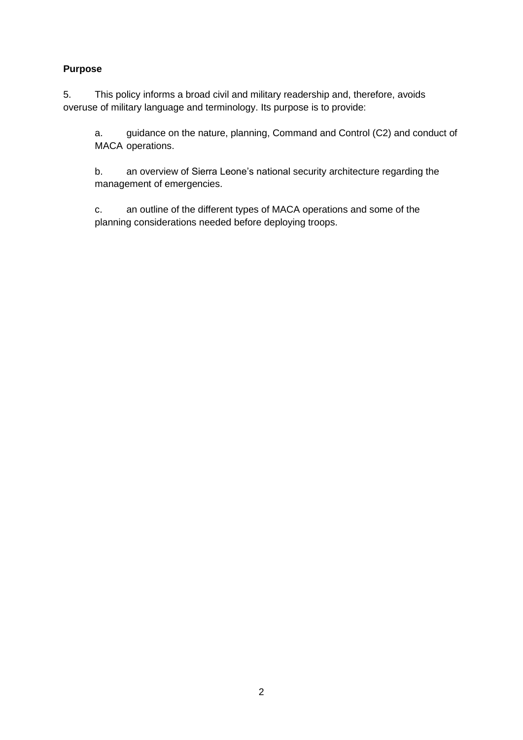**Purpose**

5. This policy informs a broad civil and military readership and, therefore, avoids overuse of military language and terminology. Its purpose is to provide:

a. guidance on the nature, planning, Command and Control (C2) and conduct of MACA operations.

b. an overview of Sierra Leone's national security architecture regarding the management of emergencies.

c. an outline of the different types of MACA operations and some of the planning considerations needed before deploying troops.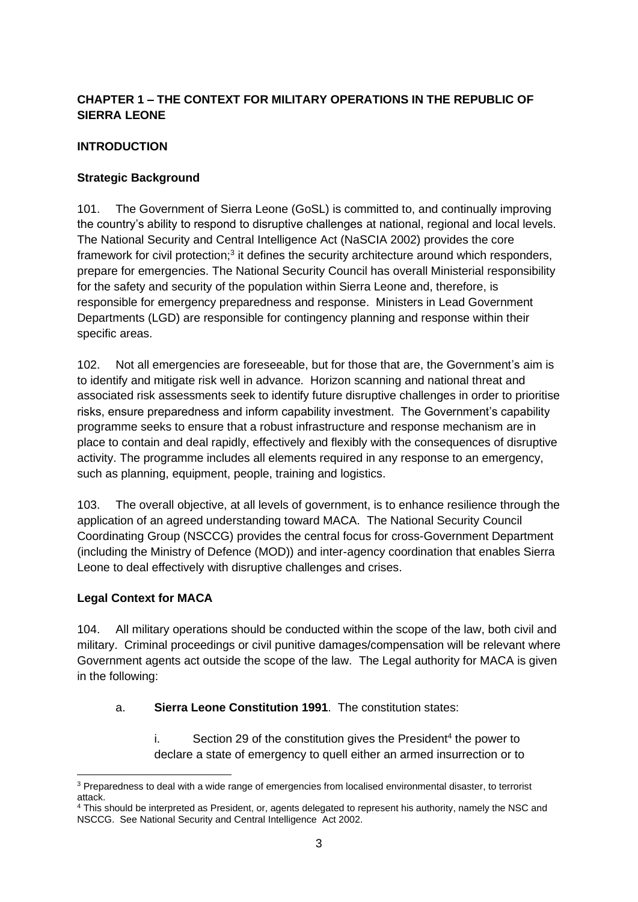## CHAPTER 1 – THE CONTEXT FOR MILITARY OPERATIONS IN THE REPUBLIC OF SIERRA LEONE

### INTRODUCTION

#### Strategic Background

101. The Government of Sierra Leone (GoSL) is committed to, and continually improving the country's ability to respond to disruptive challenges at national, regional and local levels. The National Security and Central Intelligence Act (NaSCIA 2002) provides the core framework for civil protection;[3] it defines the security architecture around which responders, prepare for emergencies. The National Security Council has overall Ministerial responsibility for the safety and security of the population within Sierra Leone and, therefore, is responsible for emergency preparedness and response. Ministers in Lead Government Departments (LGD) are responsible for contingency planning and response within their specific areas.

102. Not all emergencies are foreseeable, but for those that are, the Government's aim is to identify and mitigate risk well in advance. Horizon scanning and national threat and associated risk assessments seek to identify future disruptive challenges in order to prioritise risks, ensure preparedness and inform capability investment. The Government's capability programme seeks to ensure that a robust infrastructure and response mechanism are in place to contain and deal rapidly, effectively and flexibly with the consequences of disruptive activity. The programme includes all elements required in any response to an emergency, such as planning, equipment, people, training and logistics.

103. The overall objective, at all levels of government, is to enhance resilience through the application of an agreed understanding toward MACA. The National Security Council Coordinating Group (NSCCG) provides the central focus for cross-Government Department (including the Ministry of Defence (MOD)) and inter-agency coordination that enables Sierra Leone to deal effectively with disruptive challenges and crises.

#### Legal Context for MACA

104. All military operations should be conducted within the scope of the law, both civil and military. Criminal proceedings or civil punitive damages/compensation will be relevant where Government agents act outside the scope of the law. The Legal authority for MACA is given in the following:

a. **Sierra Leone Constitution 1991**. The constitution states:

i. Section 29 of the constitution gives the President[4] the power to declare a state of emergency to quell either an armed insurrection or to

---

[3] Preparedness to deal with a wide range of emergencies from localised environmental disaster, to terrorist attack.

[4] This should be interpreted as President, or, agents delegated to represent his authority, namely the NSC and NSCCG. See National Security and Central Intelligence Act 2002.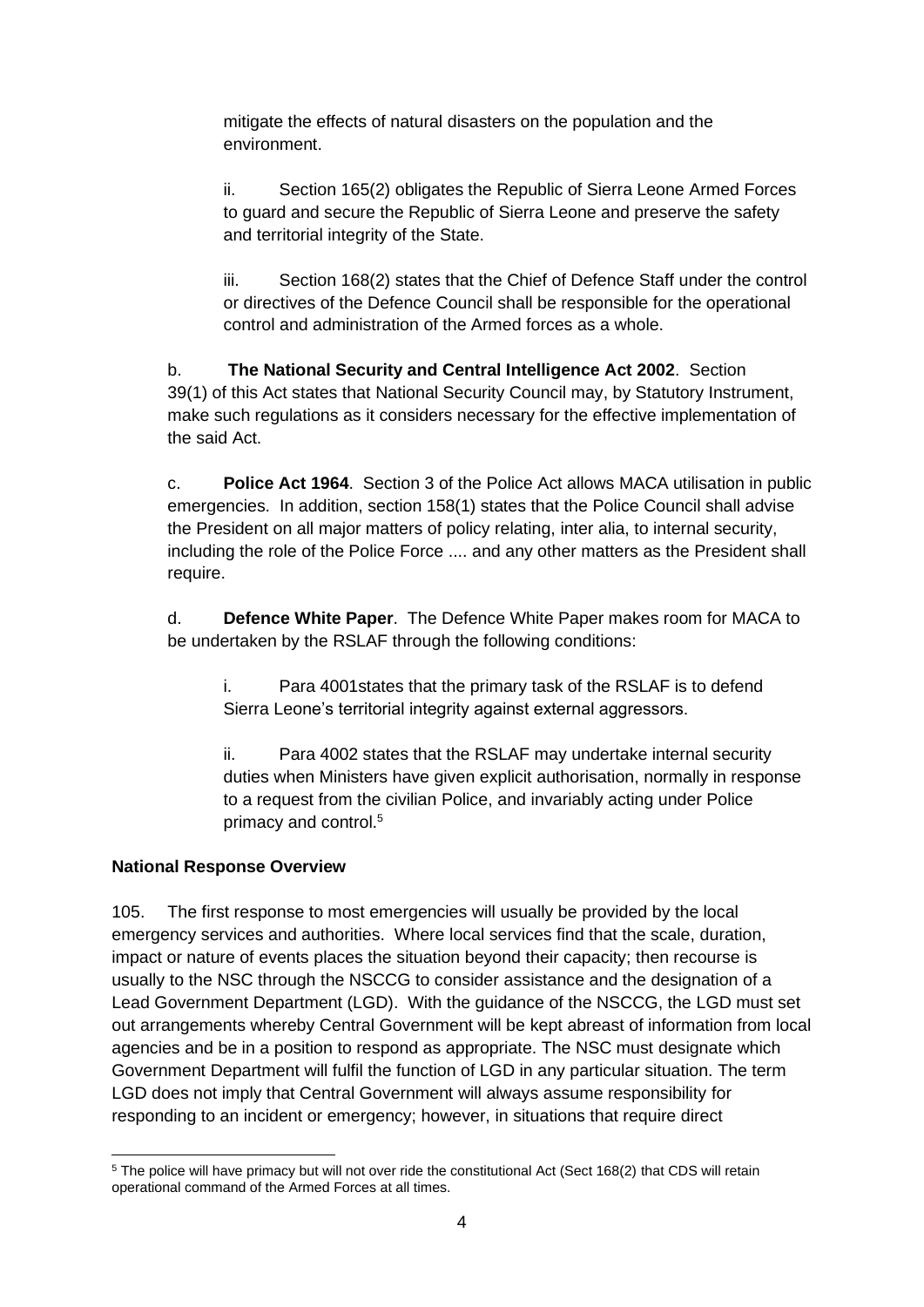mitigate the effects of natural disasters on the population and the environment.

ii. Section 165(2) obligates the Republic of Sierra Leone Armed Forces to guard and secure the Republic of Sierra Leone and preserve the safety and territorial integrity of the State.

iii. Section 168(2) states that the Chief of Defence Staff under the control or directives of the Defence Council shall be responsible for the operational control and administration of the Armed forces as a whole.

b. **The National Security and Central Intelligence Act 2002**. Section 39(1) of this Act states that National Security Council may, by Statutory Instrument, make such regulations as it considers necessary for the effective implementation of the said Act.

c. **Police Act 1964**. Section 3 of the Police Act allows MACA utilisation in public emergencies. In addition, section 158(1) states that the Police Council shall advise the President on all major matters of policy relating, inter alia, to internal security, including the role of the Police Force .... and any other matters as the President shall require.

d. **Defence White Paper**. The Defence White Paper makes room for MACA to be undertaken by the RSLAF through the following conditions:

i. Para 4001states that the primary task of the RSLAF is to defend Sierra Leone's territorial integrity against external aggressors.

ii. Para 4002 states that the RSLAF may undertake internal security duties when Ministers have given explicit authorisation, normally in response to a request from the civilian Police, and invariably acting under Police primacy and control.[5]

**National Response Overview**

105. The first response to most emergencies will usually be provided by the local emergency services and authorities. Where local services find that the scale, duration, impact or nature of events places the situation beyond their capacity; then recourse is usually to the NSC through the NSCCG to consider assistance and the designation of a Lead Government Department (LGD). With the guidance of the NSCCG, the LGD must set out arrangements whereby Central Government will be kept abreast of information from local agencies and be in a position to respond as appropriate. The NSC must designate which Government Department will fulfil the function of LGD in any particular situation. The term LGD does not imply that Central Government will always assume responsibility for responding to an incident or emergency; however, in situations that require direct

[5] The police will have primacy but will not over ride the constitutional Act (Sect 168(2) that CDS will retain operational command of the Armed Forces at all times.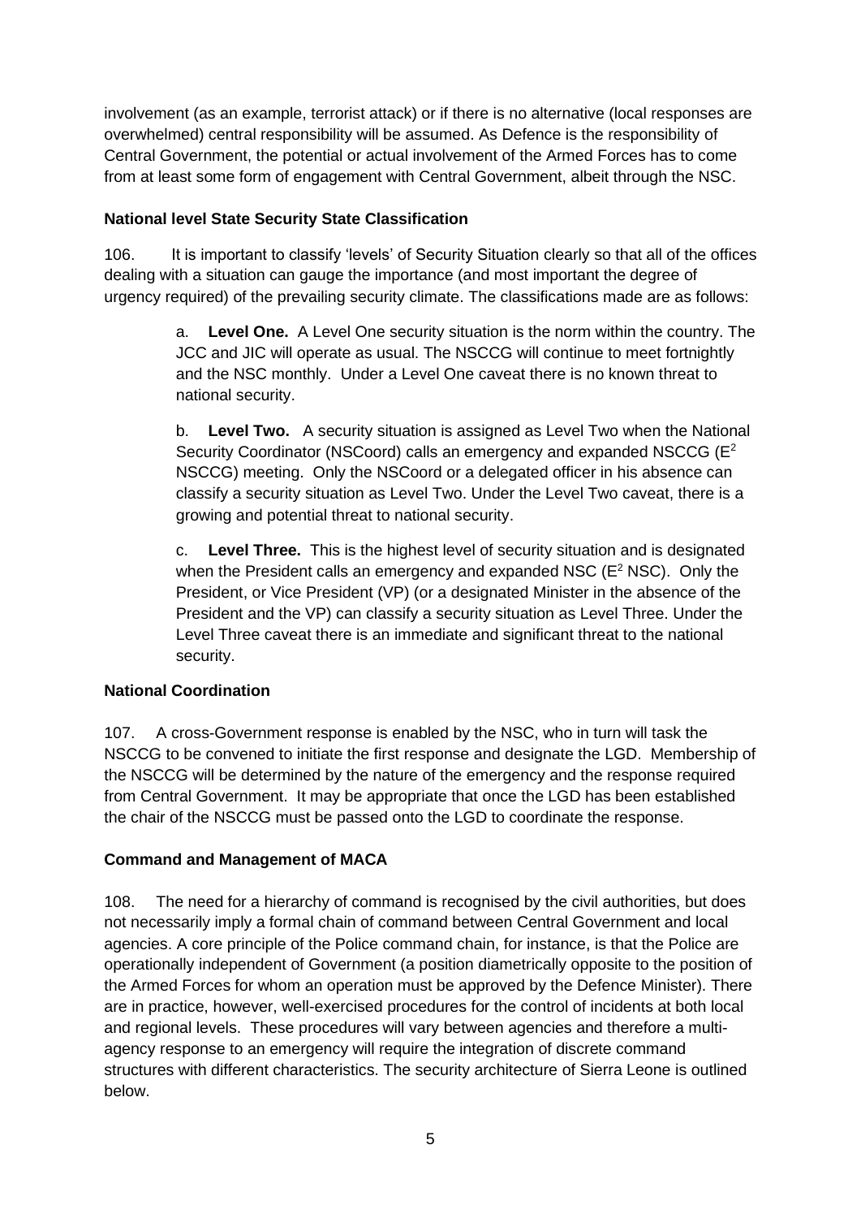involvement (as an example, terrorist attack) or if there is no alternative (local responses are overwhelmed) central responsibility will be assumed. As Defence is the responsibility of Central Government, the potential or actual involvement of the Armed Forces has to come from at least some form of engagement with Central Government, albeit through the NSC.

**National level State Security State Classification**

106. It is important to classify 'levels' of Security Situation clearly so that all of the offices dealing with a situation can gauge the importance (and most important the degree of urgency required) of the prevailing security climate. The classifications made are as follows:

a. **Level One.** A Level One security situation is the norm within the country. The JCC and JIC will operate as usual. The NSCCG will continue to meet fortnightly and the NSC monthly. Under a Level One caveat there is no known threat to national security.

b. **Level Two.** A security situation is assigned as Level Two when the National Security Coordinator (NSCoord) calls an emergency and expanded NSCCG ($E^2$ NSCCG) meeting. Only the NSCoord or a delegated officer in his absence can classify a security situation as Level Two. Under the Level Two caveat, there is a growing and potential threat to national security.

c. **Level Three.** This is the highest level of security situation and is designated when the President calls an emergency and expanded NSC ($E^2$ NSC). Only the President, or Vice President (VP) (or a designated Minister in the absence of the President and the VP) can classify a security situation as Level Three. Under the Level Three caveat there is an immediate and significant threat to the national security.

**National Coordination**

107. A cross-Government response is enabled by the NSC, who in turn will task the NSCCG to be convened to initiate the first response and designate the LGD. Membership of the NSCCG will be determined by the nature of the emergency and the response required from Central Government. It may be appropriate that once the LGD has been established the chair of the NSCCG must be passed onto the LGD to coordinate the response.

**Command and Management of MACA**

108. The need for a hierarchy of command is recognised by the civil authorities, but does not necessarily imply a formal chain of command between Central Government and local agencies. A core principle of the Police command chain, for instance, is that the Police are operationally independent of Government (a position diametrically opposite to the position of the Armed Forces for whom an operation must be approved by the Defence Minister). There are in practice, however, well-exercised procedures for the control of incidents at both local and regional levels. These procedures will vary between agencies and therefore a multi-agency response to an emergency will require the integration of discrete command structures with different characteristics. The security architecture of Sierra Leone is outlined below.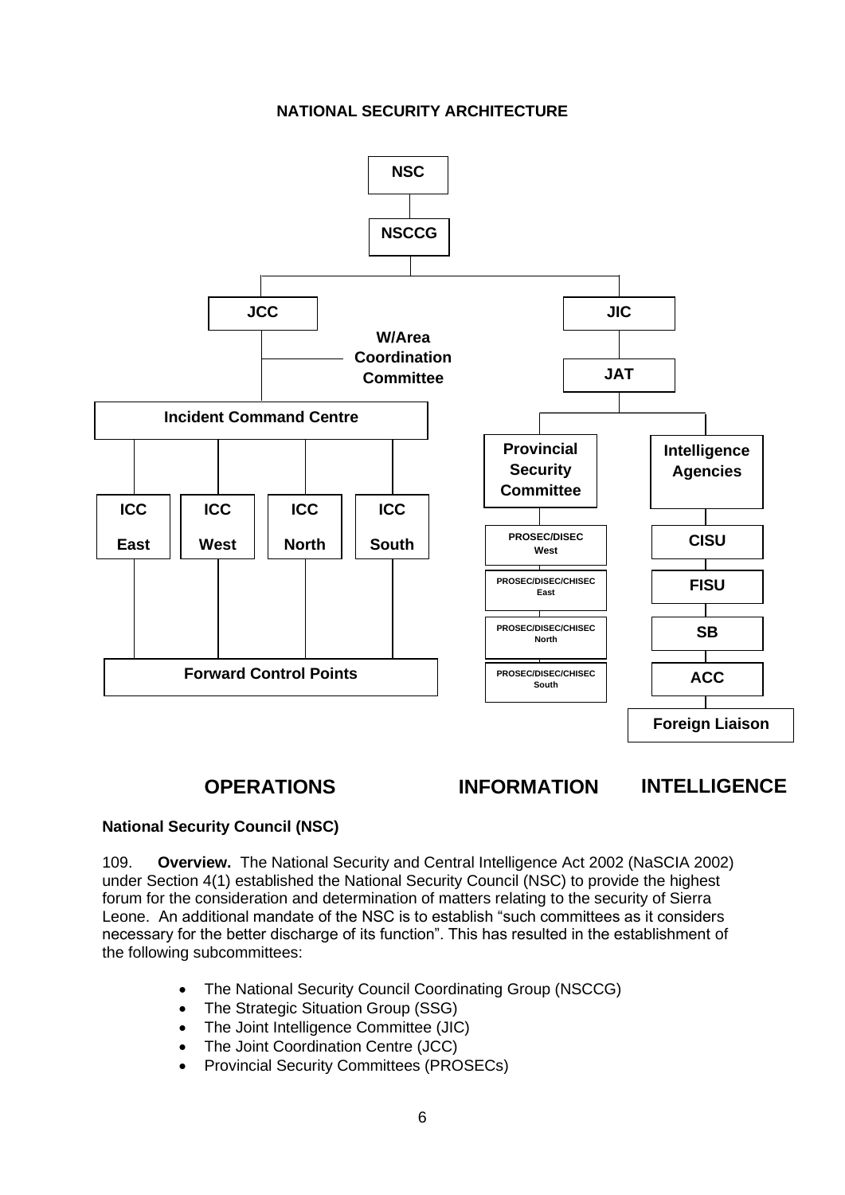**NATIONAL SECURITY ARCHITECTURE**

NSC

NSCCG

JCC

W/Area Coordination Committee

Incident Command Centre

ICC East

ICC West

ICC North

ICC South

Forward Control Points

JIC

JAT

Provincial Security Committee

PROSEC/DISEC West

PROSEC/DISEC/CHISEC East

PROSEC/DISEC/CHISEC North

PROSEC/DISEC/CHISEC South

Intelligence Agencies

CISU

FISU

SB

ACC

Foreign Liaison

**OPERATIONS** **INFORMATION** **INTELLIGENCE**

**National Security Council (NSC)**

109. **Overview.** The National Security and Central Intelligence Act 2002 (NaSCIA 2002) under Section 4(1) established the National Security Council (NSC) to provide the highest forum for the consideration and determination of matters relating to the security of Sierra Leone. An additional mandate of the NSC is to establish "such committees as it considers necessary for the better discharge of its function". This has resulted in the establishment of the following subcommittees:

- The National Security Council Coordinating Group (NSCCG)
- The Strategic Situation Group (SSG)
- The Joint Intelligence Committee (JIC)
- The Joint Coordination Centre (JCC)
- Provincial Security Committees (PROSECs)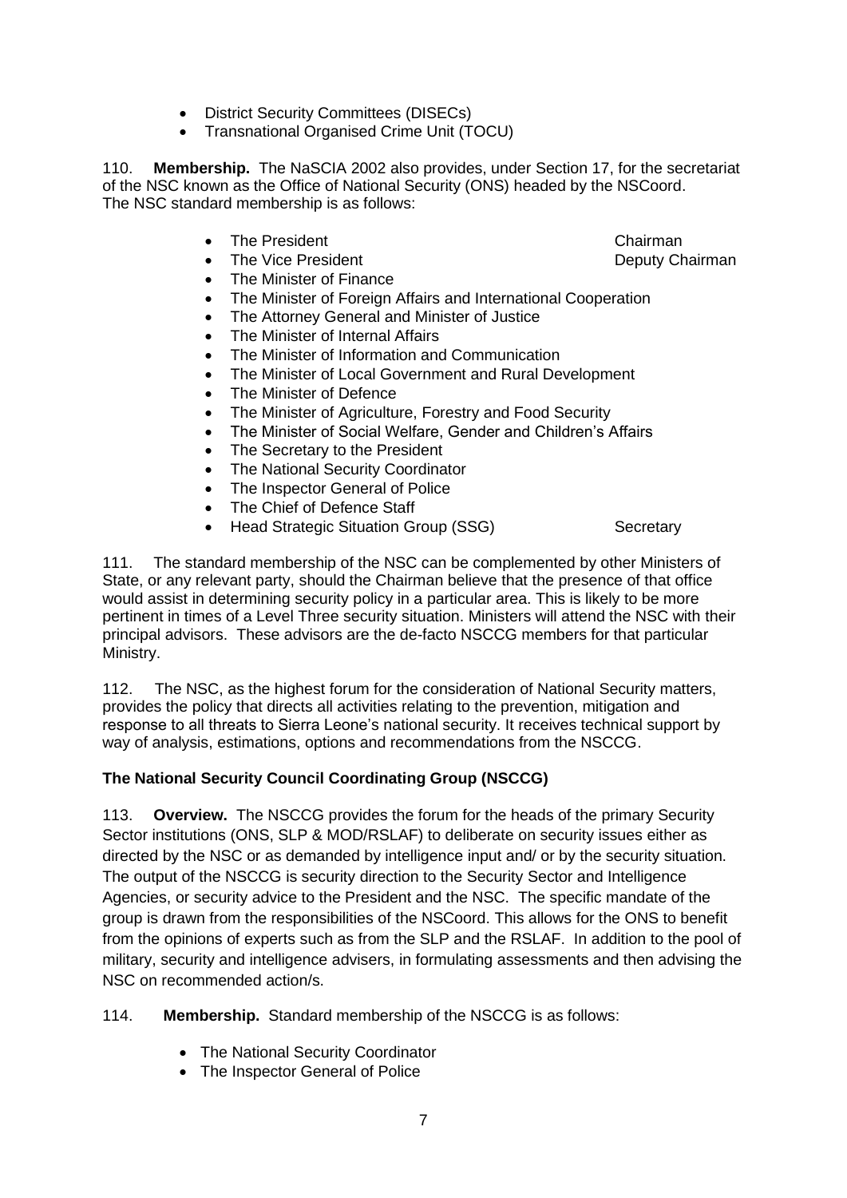- District Security Committees (DISECs)
- Transnational Organised Crime Unit (TOCU)

110. **Membership.** The NaSCIA 2002 also provides, under Section 17, for the secretariat of the NSC known as the Office of National Security (ONS) headed by the NSCoord. The NSC standard membership is as follows:

- The President — Chairman
- The Vice President — Deputy Chairman
- The Minister of Finance
- The Minister of Foreign Affairs and International Cooperation
- The Attorney General and Minister of Justice
- The Minister of Internal Affairs
- The Minister of Information and Communication
- The Minister of Local Government and Rural Development
- The Minister of Defence
- The Minister of Agriculture, Forestry and Food Security
- The Minister of Social Welfare, Gender and Children's Affairs
- The Secretary to the President
- The National Security Coordinator
- The Inspector General of Police
- The Chief of Defence Staff
- Head Strategic Situation Group (SSG) — Secretary

111. The standard membership of the NSC can be complemented by other Ministers of State, or any relevant party, should the Chairman believe that the presence of that office would assist in determining security policy in a particular area. This is likely to be more pertinent in times of a Level Three security situation. Ministers will attend the NSC with their principal advisors. These advisors are the de-facto NSCCG members for that particular Ministry.

112. The NSC, as the highest forum for the consideration of National Security matters, provides the policy that directs all activities relating to the prevention, mitigation and response to all threats to Sierra Leone's national security. It receives technical support by way of analysis, estimations, options and recommendations from the NSCCG.

**The National Security Council Coordinating Group (NSCCG)**

113. **Overview.** The NSCCG provides the forum for the heads of the primary Security Sector institutions (ONS, SLP & MOD/RSLAF) to deliberate on security issues either as directed by the NSC or as demanded by intelligence input and/ or by the security situation. The output of the NSCCG is security direction to the Security Sector and Intelligence Agencies, or security advice to the President and the NSC. The specific mandate of the group is drawn from the responsibilities of the NSCoord. This allows for the ONS to benefit from the opinions of experts such as from the SLP and the RSLAF. In addition to the pool of military, security and intelligence advisers, in formulating assessments and then advising the NSC on recommended action/s.

114. **Membership.** Standard membership of the NSCCG is as follows:

- The National Security Coordinator
- The Inspector General of Police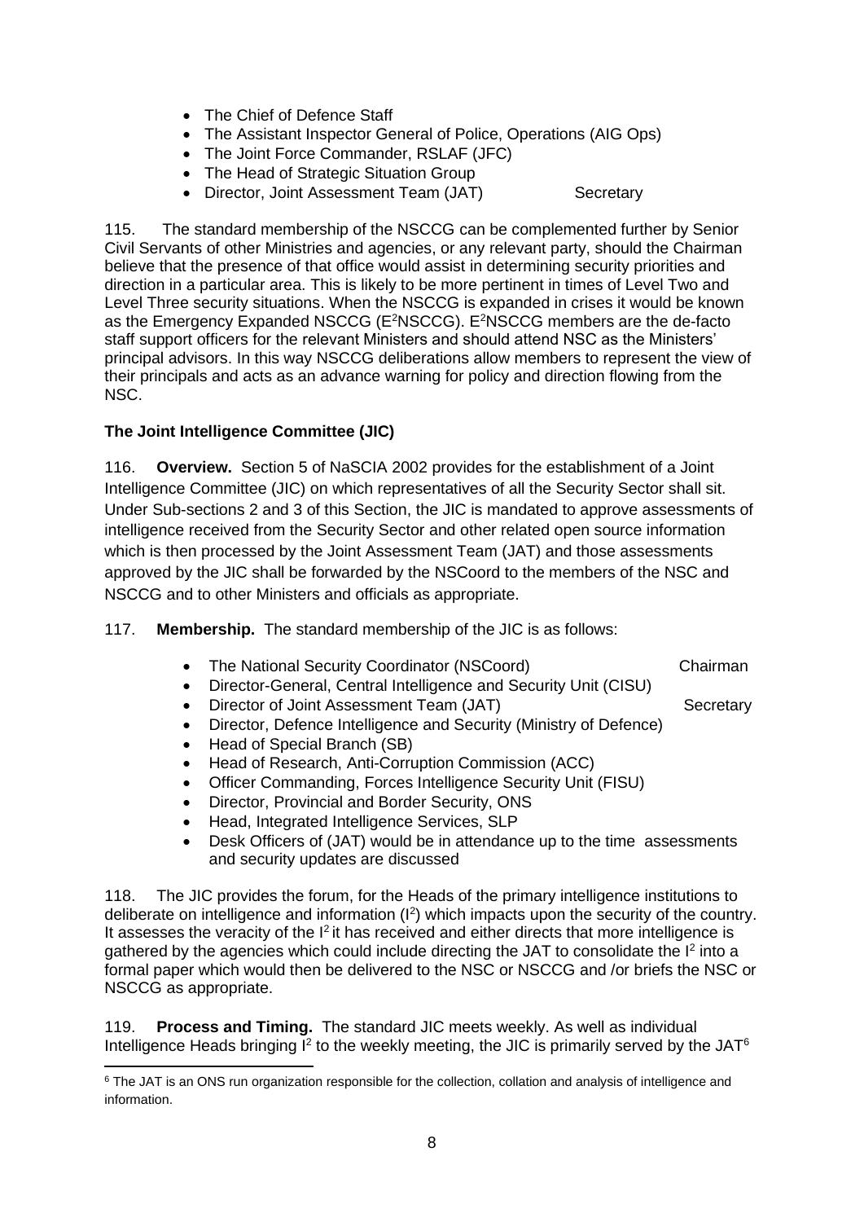- The Chief of Defence Staff
- The Assistant Inspector General of Police, Operations (AIG Ops)
- The Joint Force Commander, RSLAF (JFC)
- The Head of Strategic Situation Group
- Director, Joint Assessment Team (JAT) — Secretary

115. The standard membership of the NSCCG can be complemented further by Senior Civil Servants of other Ministries and agencies, or any relevant party, should the Chairman believe that the presence of that office would assist in determining security priorities and direction in a particular area. This is likely to be more pertinent in times of Level Two and Level Three security situations. When the NSCCG is expanded in crises it would be known as the Emergency Expanded NSCCG ($E^2$NSCCG). $E^2$NSCCG members are the de-facto staff support officers for the relevant Ministers and should attend NSC as the Ministers' principal advisors. In this way NSCCG deliberations allow members to represent the view of their principals and acts as an advance warning for policy and direction flowing from the NSC.

**The Joint Intelligence Committee (JIC)**

116. **Overview.** Section 5 of NaSCIA 2002 provides for the establishment of a Joint Intelligence Committee (JIC) on which representatives of all the Security Sector shall sit. Under Sub-sections 2 and 3 of this Section, the JIC is mandated to approve assessments of intelligence received from the Security Sector and other related open source information which is then processed by the Joint Assessment Team (JAT) and those assessments approved by the JIC shall be forwarded by the NSCoord to the members of the NSC and NSCCG and to other Ministers and officials as appropriate.

117. **Membership.** The standard membership of the JIC is as follows:

- The National Security Coordinator (NSCoord) — Chairman
- Director-General, Central Intelligence and Security Unit (CISU)
- Director of Joint Assessment Team (JAT) — Secretary
- Director, Defence Intelligence and Security (Ministry of Defence)
- Head of Special Branch (SB)
- Head of Research, Anti-Corruption Commission (ACC)
- Officer Commanding, Forces Intelligence Security Unit (FISU)
- Director, Provincial and Border Security, ONS
- Head, Integrated Intelligence Services, SLP
- Desk Officers of (JAT) would be in attendance up to the time assessments and security updates are discussed

118. The JIC provides the forum, for the Heads of the primary intelligence institutions to deliberate on intelligence and information ($I^2$) which impacts upon the security of the country. It assesses the veracity of the $I^2$ it has received and either directs that more intelligence is gathered by the agencies which could include directing the JAT to consolidate the $I^2$ into a formal paper which would then be delivered to the NSC or NSCCG and /or briefs the NSC or NSCCG as appropriate.

119. **Process and Timing.** The standard JIC meets weekly. As well as individual Intelligence Heads bringing $I^2$ to the weekly meeting, the JIC is primarily served by the JAT[6]

[6] The JAT is an ONS run organization responsible for the collection, collation and analysis of intelligence and information.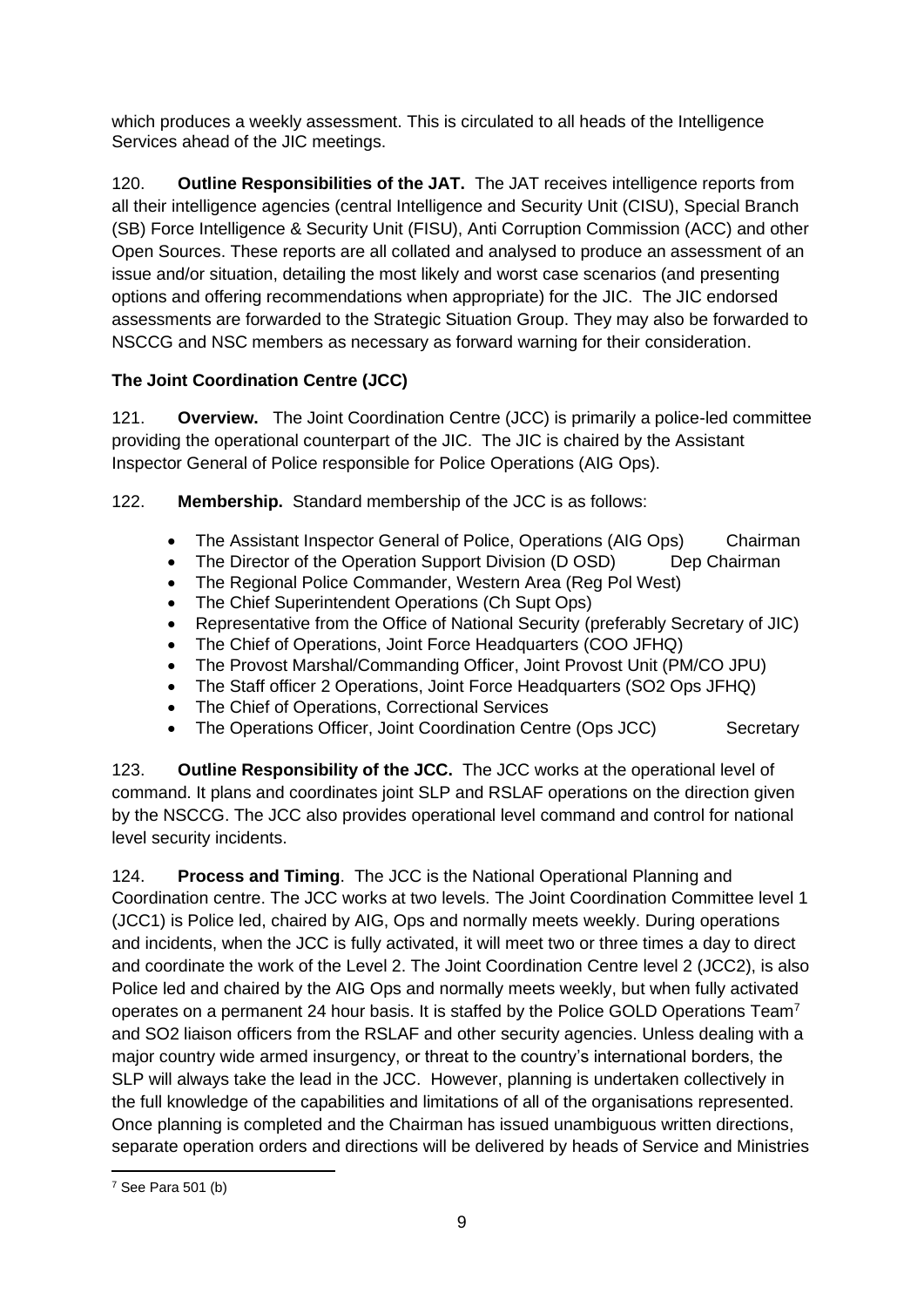which produces a weekly assessment. This is circulated to all heads of the Intelligence Services ahead of the JIC meetings.

120. **Outline Responsibilities of the JAT.** The JAT receives intelligence reports from all their intelligence agencies (central Intelligence and Security Unit (CISU), Special Branch (SB) Force Intelligence & Security Unit (FISU), Anti Corruption Commission (ACC) and other Open Sources. These reports are all collated and analysed to produce an assessment of an issue and/or situation, detailing the most likely and worst case scenarios (and presenting options and offering recommendations when appropriate) for the JIC. The JIC endorsed assessments are forwarded to the Strategic Situation Group. They may also be forwarded to NSCCG and NSC members as necessary as forward warning for their consideration.

**The Joint Coordination Centre (JCC)**

121. **Overview.** The Joint Coordination Centre (JCC) is primarily a police-led committee providing the operational counterpart of the JIC. The JIC is chaired by the Assistant Inspector General of Police responsible for Police Operations (AIG Ops).

122. **Membership.** Standard membership of the JCC is as follows:

- The Assistant Inspector General of Police, Operations (AIG Ops) Chairman
- The Director of the Operation Support Division (D OSD) Dep Chairman
- The Regional Police Commander, Western Area (Reg Pol West)
- The Chief Superintendent Operations (Ch Supt Ops)
- Representative from the Office of National Security (preferably Secretary of JIC)
- The Chief of Operations, Joint Force Headquarters (COO JFHQ)
- The Provost Marshal/Commanding Officer, Joint Provost Unit (PM/CO JPU)
- The Staff officer 2 Operations, Joint Force Headquarters (SO2 Ops JFHQ)
- The Chief of Operations, Correctional Services
- The Operations Officer, Joint Coordination Centre (Ops JCC) Secretary

123. **Outline Responsibility of the JCC.** The JCC works at the operational level of command. It plans and coordinates joint SLP and RSLAF operations on the direction given by the NSCCG. The JCC also provides operational level command and control for national level security incidents.

124. **Process and Timing**. The JCC is the National Operational Planning and Coordination centre. The JCC works at two levels. The Joint Coordination Committee level 1 (JCC1) is Police led, chaired by AIG, Ops and normally meets weekly. During operations and incidents, when the JCC is fully activated, it will meet two or three times a day to direct and coordinate the work of the Level 2. The Joint Coordination Centre level 2 (JCC2), is also Police led and chaired by the AIG Ops and normally meets weekly, but when fully activated operates on a permanent 24 hour basis. It is staffed by the Police GOLD Operations Team[7] and SO2 liaison officers from the RSLAF and other security agencies. Unless dealing with a major country wide armed insurgency, or threat to the country's international borders, the SLP will always take the lead in the JCC. However, planning is undertaken collectively in the full knowledge of the capabilities and limitations of all of the organisations represented. Once planning is completed and the Chairman has issued unambiguous written directions, separate operation orders and directions will be delivered by heads of Service and Ministries

[7] See Para 501 (b)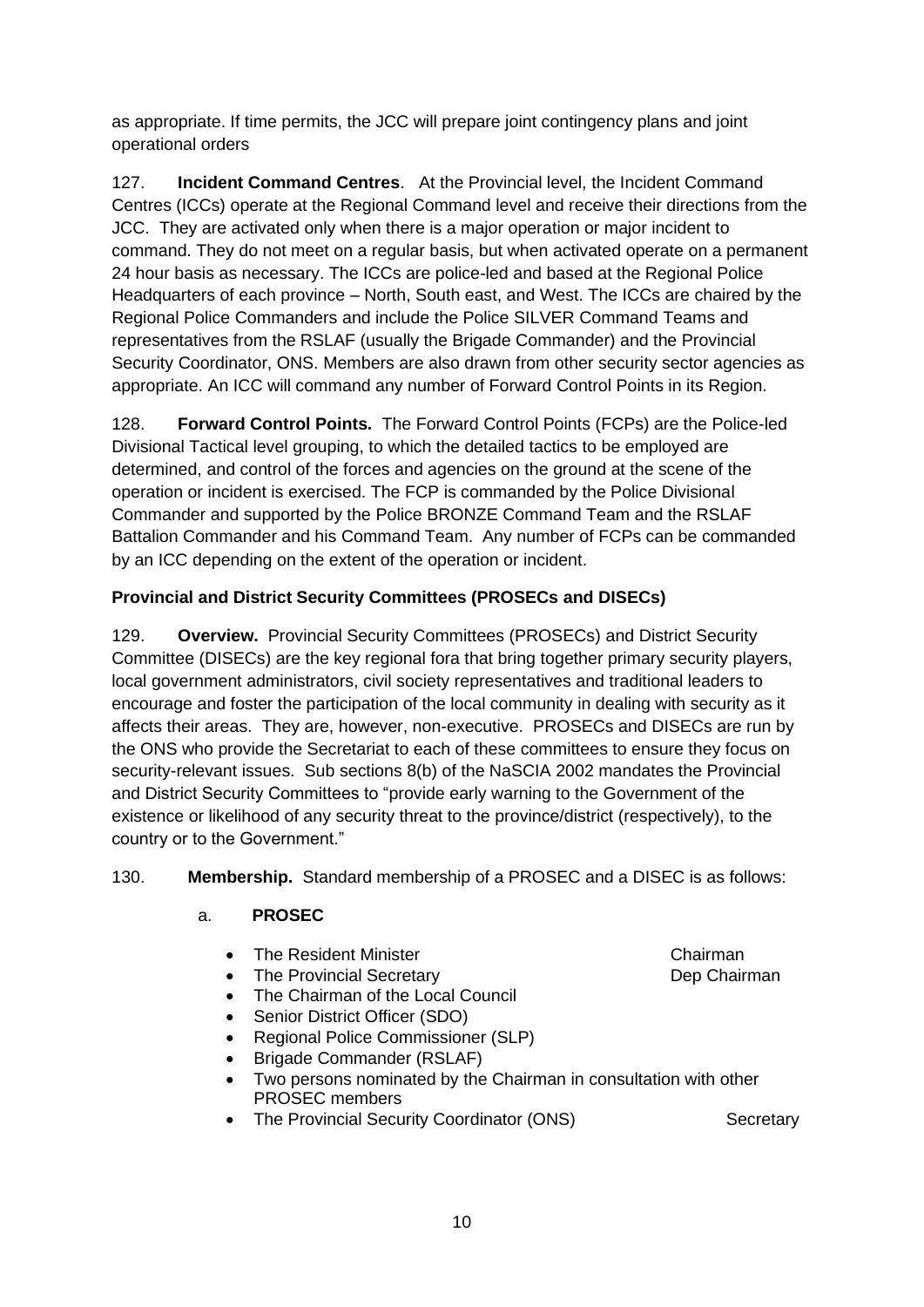as appropriate. If time permits, the JCC will prepare joint contingency plans and joint operational orders

127. **Incident Command Centres**. At the Provincial level, the Incident Command Centres (ICCs) operate at the Regional Command level and receive their directions from the JCC. They are activated only when there is a major operation or major incident to command. They do not meet on a regular basis, but when activated operate on a permanent 24 hour basis as necessary. The ICCs are police-led and based at the Regional Police Headquarters of each province – North, South east, and West. The ICCs are chaired by the Regional Police Commanders and include the Police SILVER Command Teams and representatives from the RSLAF (usually the Brigade Commander) and the Provincial Security Coordinator, ONS. Members are also drawn from other security sector agencies as appropriate. An ICC will command any number of Forward Control Points in its Region.

128. **Forward Control Points.** The Forward Control Points (FCPs) are the Police-led Divisional Tactical level grouping, to which the detailed tactics to be employed are determined, and control of the forces and agencies on the ground at the scene of the operation or incident is exercised. The FCP is commanded by the Police Divisional Commander and supported by the Police BRONZE Command Team and the RSLAF Battalion Commander and his Command Team. Any number of FCPs can be commanded by an ICC depending on the extent of the operation or incident.

**Provincial and District Security Committees (PROSECs and DISECs)**

129. **Overview.** Provincial Security Committees (PROSECs) and District Security Committee (DISECs) are the key regional fora that bring together primary security players, local government administrators, civil society representatives and traditional leaders to encourage and foster the participation of the local community in dealing with security as it affects their areas. They are, however, non-executive. PROSECs and DISECs are run by the ONS who provide the Secretariat to each of these committees to ensure they focus on security-relevant issues. Sub sections 8(b) of the NaSCIA 2002 mandates the Provincial and District Security Committees to "provide early warning to the Government of the existence or likelihood of any security threat to the province/district (respectively), to the country or to the Government."

130. **Membership.** Standard membership of a PROSEC and a DISEC is as follows:

a. **PROSEC**

- The Resident Minister — Chairman
- The Provincial Secretary — Dep Chairman
- The Chairman of the Local Council
- Senior District Officer (SDO)
- Regional Police Commissioner (SLP)
- Brigade Commander (RSLAF)
- Two persons nominated by the Chairman in consultation with other PROSEC members
- The Provincial Security Coordinator (ONS) — Secretary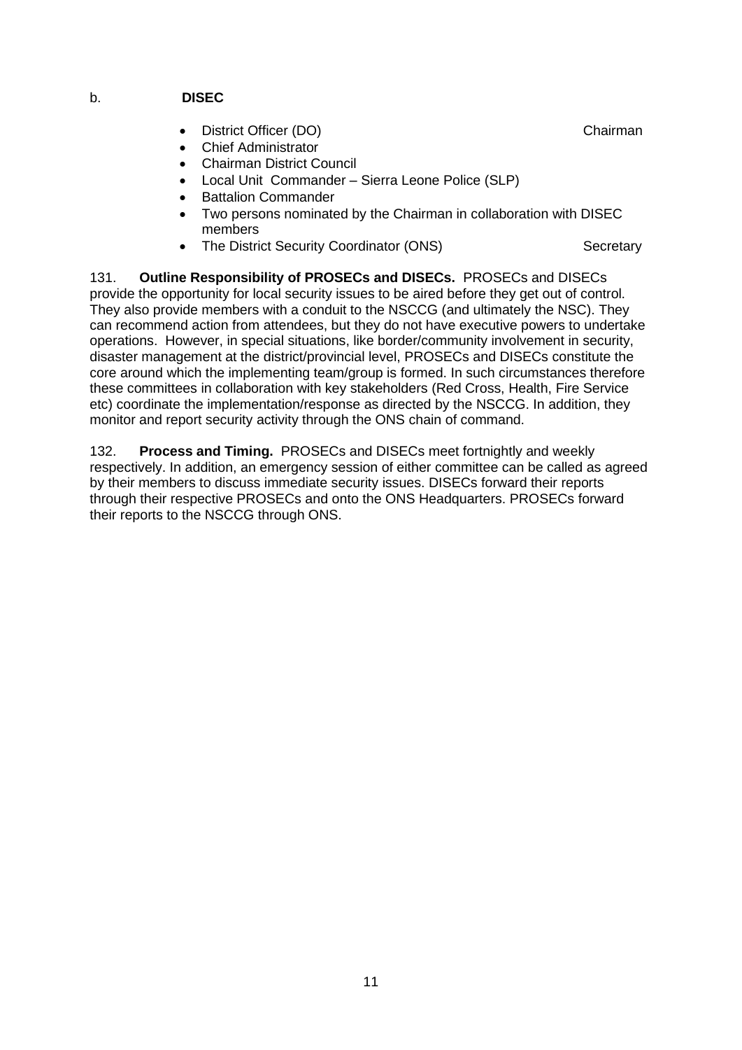b. **DISEC**

- District Officer (DO) Chairman
- Chief Administrator
- Chairman District Council
- Local Unit Commander – Sierra Leone Police (SLP)
- Battalion Commander
- Two persons nominated by the Chairman in collaboration with DISEC members
- The District Security Coordinator (ONS) Secretary

131. **Outline Responsibility of PROSECs and DISECs.** PROSECs and DISECs provide the opportunity for local security issues to be aired before they get out of control. They also provide members with a conduit to the NSCCG (and ultimately the NSC). They can recommend action from attendees, but they do not have executive powers to undertake operations. However, in special situations, like border/community involvement in security, disaster management at the district/provincial level, PROSECs and DISECs constitute the core around which the implementing team/group is formed. In such circumstances therefore these committees in collaboration with key stakeholders (Red Cross, Health, Fire Service etc) coordinate the implementation/response as directed by the NSCCG. In addition, they monitor and report security activity through the ONS chain of command.

132. **Process and Timing.** PROSECs and DISECs meet fortnightly and weekly respectively. In addition, an emergency session of either committee can be called as agreed by their members to discuss immediate security issues. DISECs forward their reports through their respective PROSECs and onto the ONS Headquarters. PROSECs forward their reports to the NSCCG through ONS.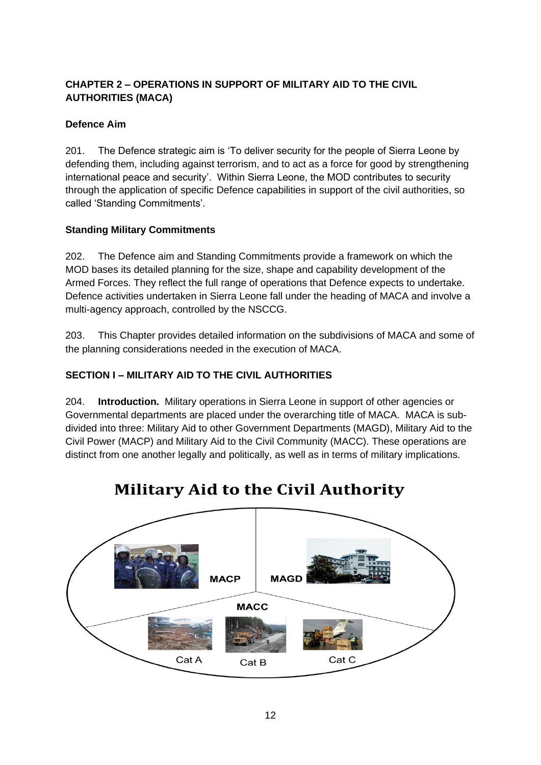## CHAPTER 2 – OPERATIONS IN SUPPORT OF MILITARY AID TO THE CIVIL AUTHORITIES (MACA)

### Defence Aim

201. The Defence strategic aim is 'To deliver security for the people of Sierra Leone by defending them, including against terrorism, and to act as a force for good by strengthening international peace and security'. Within Sierra Leone, the MOD contributes to security through the application of specific Defence capabilities in support of the civil authorities, so called 'Standing Commitments'.

### Standing Military Commitments

202. The Defence aim and Standing Commitments provide a framework on which the MOD bases its detailed planning for the size, shape and capability development of the Armed Forces. They reflect the full range of operations that Defence expects to undertake. Defence activities undertaken in Sierra Leone fall under the heading of MACA and involve a multi-agency approach, controlled by the NSCCG.

203. This Chapter provides detailed information on the subdivisions of MACA and some of the planning considerations needed in the execution of MACA.

### SECTION I – MILITARY AID TO THE CIVIL AUTHORITIES

204. **Introduction.** Military operations in Sierra Leone in support of other agencies or Governmental departments are placed under the overarching title of MACA. MACA is sub-divided into three: Military Aid to other Government Departments (MAGD), Military Aid to the Civil Power (MACP) and Military Aid to the Civil Community (MACC). These operations are distinct from one another legally and politically, as well as in terms of military implications.

**Military Aid to the Civil Authority**

MACP | MAGD | MACC: Cat A, Cat B, Cat C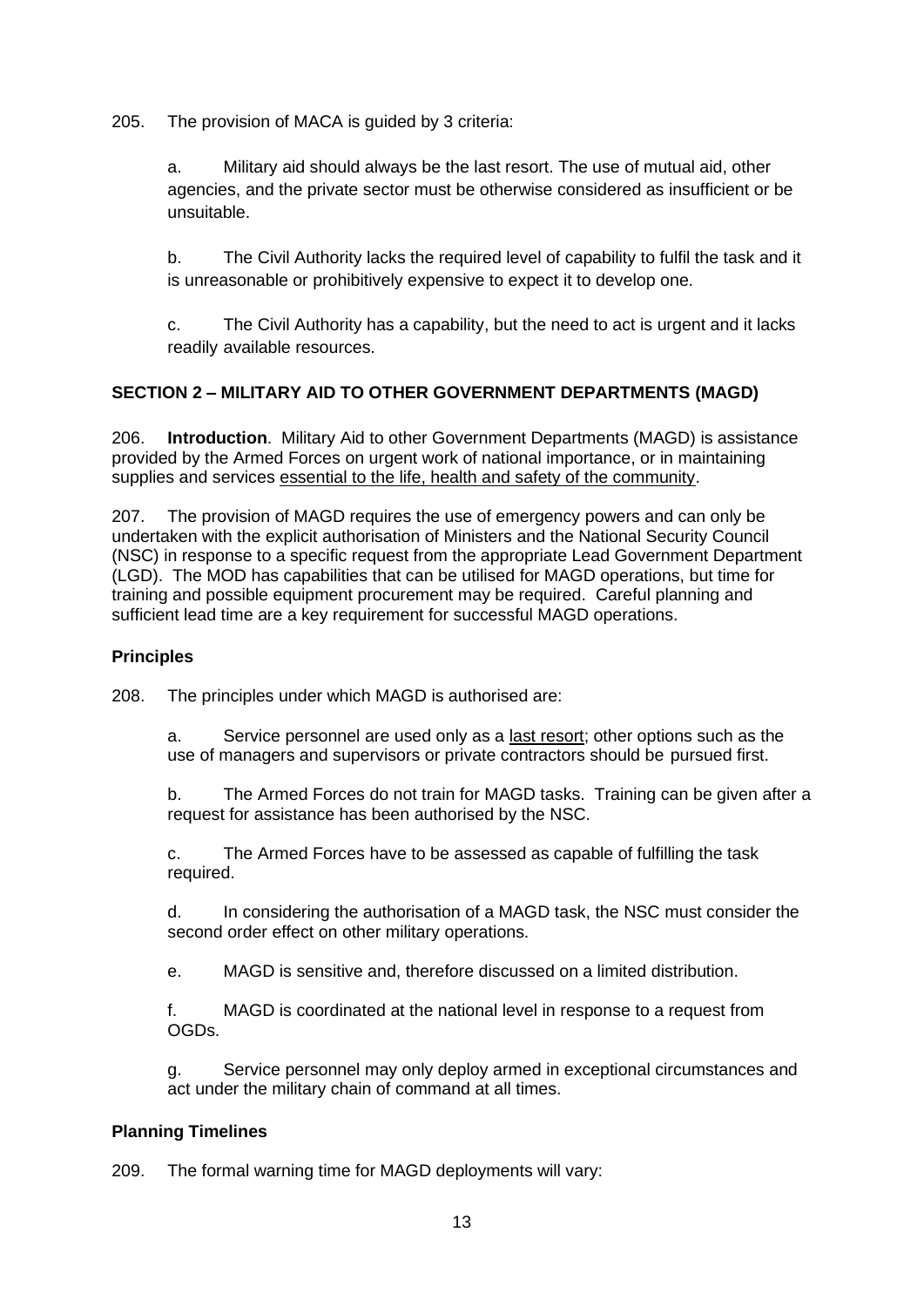205. The provision of MACA is guided by 3 criteria:

a. Military aid should always be the last resort. The use of mutual aid, other agencies, and the private sector must be otherwise considered as insufficient or be unsuitable.

b. The Civil Authority lacks the required level of capability to fulfil the task and it is unreasonable or prohibitively expensive to expect it to develop one.

c. The Civil Authority has a capability, but the need to act is urgent and it lacks readily available resources.

## SECTION 2 – MILITARY AID TO OTHER GOVERNMENT DEPARTMENTS (MAGD)

206. **Introduction**. Military Aid to other Government Departments (MAGD) is assistance provided by the Armed Forces on urgent work of national importance, or in maintaining supplies and services essential to the life, health and safety of the community.

207. The provision of MAGD requires the use of emergency powers and can only be undertaken with the explicit authorisation of Ministers and the National Security Council (NSC) in response to a specific request from the appropriate Lead Government Department (LGD). The MOD has capabilities that can be utilised for MAGD operations, but time for training and possible equipment procurement may be required. Careful planning and sufficient lead time are a key requirement for successful MAGD operations.

### Principles

208. The principles under which MAGD is authorised are:

a. Service personnel are used only as a last resort; other options such as the use of managers and supervisors or private contractors should be pursued first.

b. The Armed Forces do not train for MAGD tasks. Training can be given after a request for assistance has been authorised by the NSC.

c. The Armed Forces have to be assessed as capable of fulfilling the task required.

d. In considering the authorisation of a MAGD task, the NSC must consider the second order effect on other military operations.

e. MAGD is sensitive and, therefore discussed on a limited distribution.

f. MAGD is coordinated at the national level in response to a request from OGDs.

g. Service personnel may only deploy armed in exceptional circumstances and act under the military chain of command at all times.

### Planning Timelines

209. The formal warning time for MAGD deployments will vary: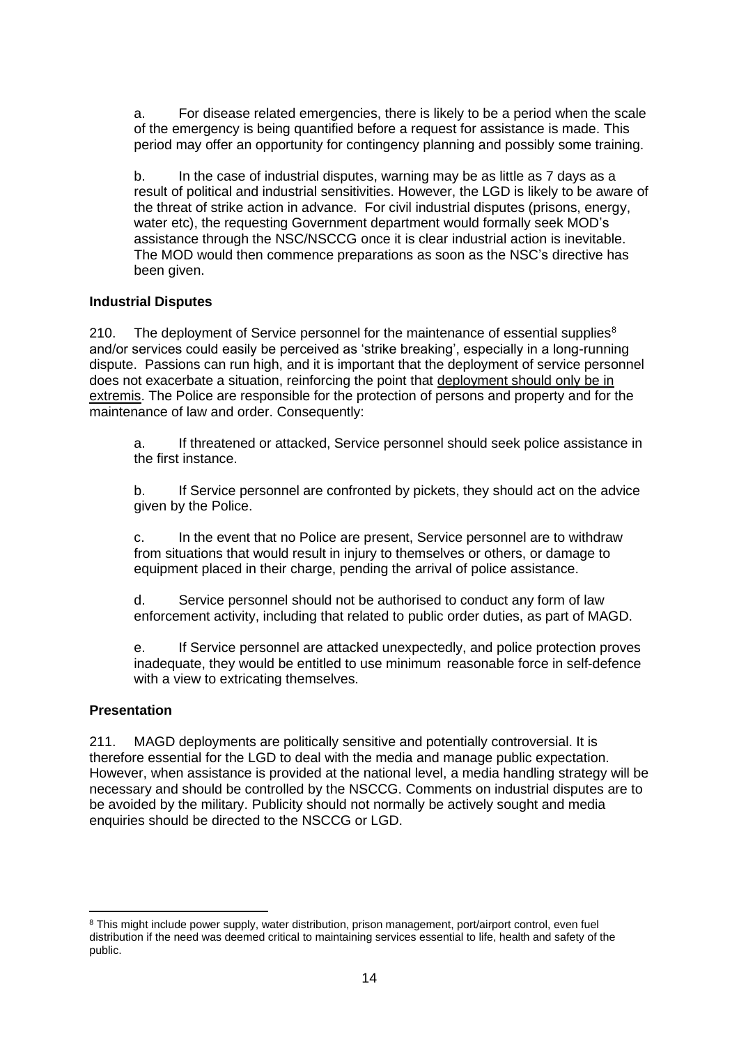a. For disease related emergencies, there is likely to be a period when the scale of the emergency is being quantified before a request for assistance is made. This period may offer an opportunity for contingency planning and possibly some training.

b. In the case of industrial disputes, warning may be as little as 7 days as a result of political and industrial sensitivities. However, the LGD is likely to be aware of the threat of strike action in advance. For civil industrial disputes (prisons, energy, water etc), the requesting Government department would formally seek MOD's assistance through the NSC/NSCCG once it is clear industrial action is inevitable. The MOD would then commence preparations as soon as the NSC's directive has been given.

**Industrial Disputes**

210. The deployment of Service personnel for the maintenance of essential supplies[8] and/or services could easily be perceived as 'strike breaking', especially in a long-running dispute. Passions can run high, and it is important that the deployment of service personnel does not exacerbate a situation, reinforcing the point that <u>deployment should only be in extremis</u>. The Police are responsible for the protection of persons and property and for the maintenance of law and order. Consequently:

a. If threatened or attacked, Service personnel should seek police assistance in the first instance.

b. If Service personnel are confronted by pickets, they should act on the advice given by the Police.

c. In the event that no Police are present, Service personnel are to withdraw from situations that would result in injury to themselves or others, or damage to equipment placed in their charge, pending the arrival of police assistance.

d. Service personnel should not be authorised to conduct any form of law enforcement activity, including that related to public order duties, as part of MAGD.

e. If Service personnel are attacked unexpectedly, and police protection proves inadequate, they would be entitled to use minimum reasonable force in self-defence with a view to extricating themselves.

**Presentation**

211. MAGD deployments are politically sensitive and potentially controversial. It is therefore essential for the LGD to deal with the media and manage public expectation. However, when assistance is provided at the national level, a media handling strategy will be necessary and should be controlled by the NSCCG. Comments on industrial disputes are to be avoided by the military. Publicity should not normally be actively sought and media enquiries should be directed to the NSCCG or LGD.

---

[8] This might include power supply, water distribution, prison management, port/airport control, even fuel distribution if the need was deemed critical to maintaining services essential to life, health and safety of the public.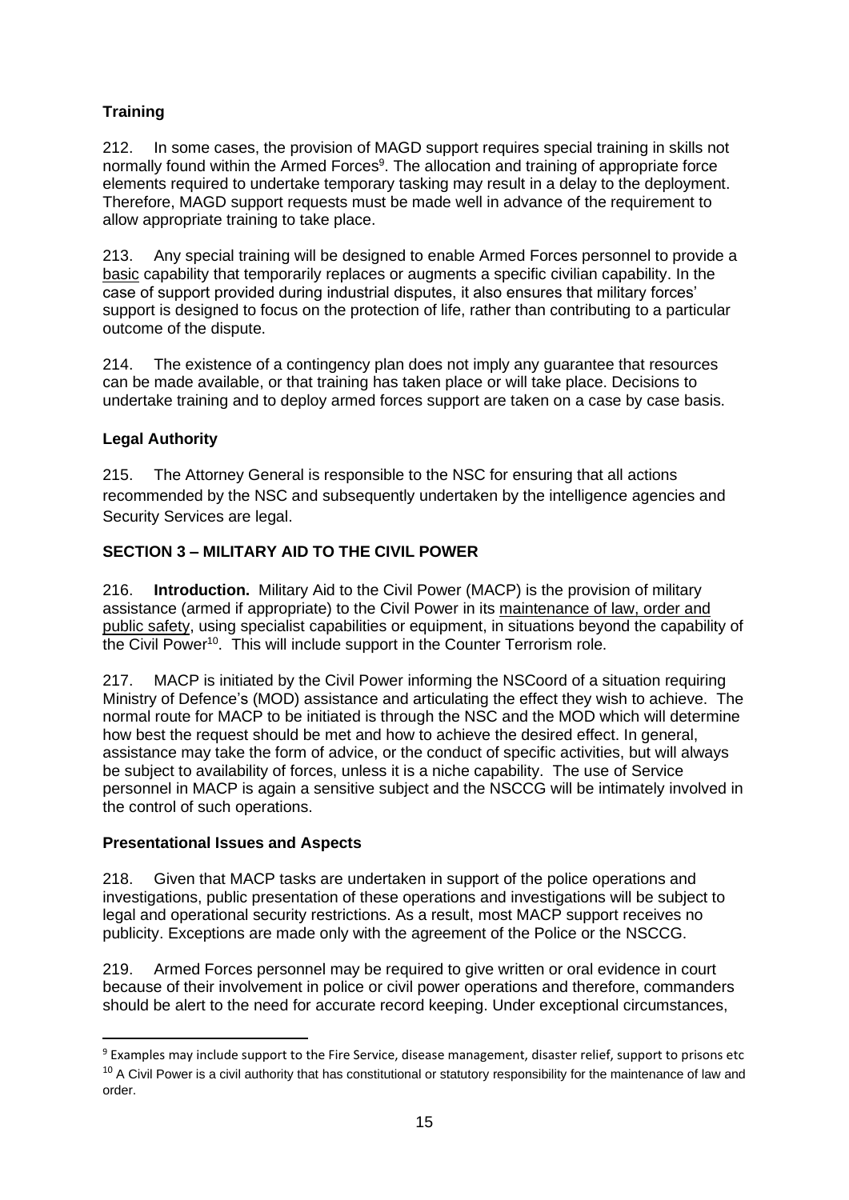**Training**

212. In some cases, the provision of MAGD support requires special training in skills not normally found within the Armed Forces[9]. The allocation and training of appropriate force elements required to undertake temporary tasking may result in a delay to the deployment. Therefore, MAGD support requests must be made well in advance of the requirement to allow appropriate training to take place.

213. Any special training will be designed to enable Armed Forces personnel to provide a basic capability that temporarily replaces or augments a specific civilian capability. In the case of support provided during industrial disputes, it also ensures that military forces' support is designed to focus on the protection of life, rather than contributing to a particular outcome of the dispute.

214. The existence of a contingency plan does not imply any guarantee that resources can be made available, or that training has taken place or will take place. Decisions to undertake training and to deploy armed forces support are taken on a case by case basis.

**Legal Authority**

215. The Attorney General is responsible to the NSC for ensuring that all actions recommended by the NSC and subsequently undertaken by the intelligence agencies and Security Services are legal.

**SECTION 3 – MILITARY AID TO THE CIVIL POWER**

216. **Introduction.** Military Aid to the Civil Power (MACP) is the provision of military assistance (armed if appropriate) to the Civil Power in its maintenance of law, order and public safety, using specialist capabilities or equipment, in situations beyond the capability of the Civil Power[10]. This will include support in the Counter Terrorism role.

217. MACP is initiated by the Civil Power informing the NSCoord of a situation requiring Ministry of Defence's (MOD) assistance and articulating the effect they wish to achieve. The normal route for MACP to be initiated is through the NSC and the MOD which will determine how best the request should be met and how to achieve the desired effect. In general, assistance may take the form of advice, or the conduct of specific activities, but will always be subject to availability of forces, unless it is a niche capability. The use of Service personnel in MACP is again a sensitive subject and the NSCCG will be intimately involved in the control of such operations.

**Presentational Issues and Aspects**

218. Given that MACP tasks are undertaken in support of the police operations and investigations, public presentation of these operations and investigations will be subject to legal and operational security restrictions. As a result, most MACP support receives no publicity. Exceptions are made only with the agreement of the Police or the NSCCG.

219. Armed Forces personnel may be required to give written or oral evidence in court because of their involvement in police or civil power operations and therefore, commanders should be alert to the need for accurate record keeping. Under exceptional circumstances,

---

[9] Examples may include support to the Fire Service, disease management, disaster relief, support to prisons etc

[10] A Civil Power is a civil authority that has constitutional or statutory responsibility for the maintenance of law and order.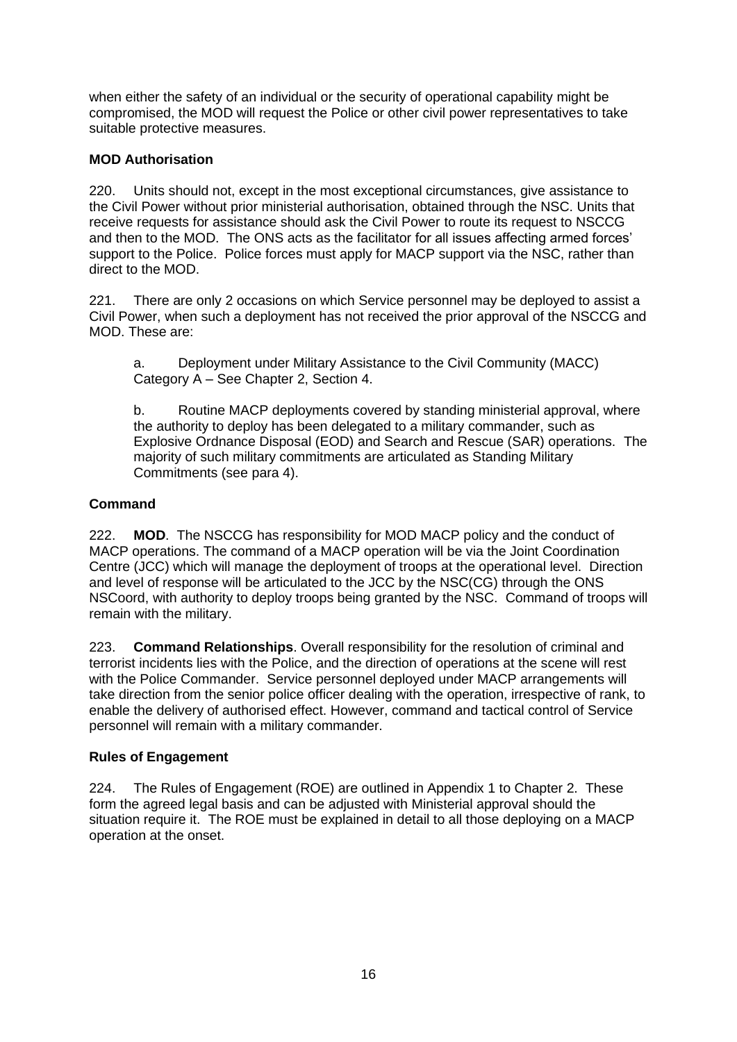when either the safety of an individual or the security of operational capability might be compromised, the MOD will request the Police or other civil power representatives to take suitable protective measures.

### MOD Authorisation

220. Units should not, except in the most exceptional circumstances, give assistance to the Civil Power without prior ministerial authorisation, obtained through the NSC. Units that receive requests for assistance should ask the Civil Power to route its request to NSCCG and then to the MOD. The ONS acts as the facilitator for all issues affecting armed forces' support to the Police. Police forces must apply for MACP support via the NSC, rather than direct to the MOD.

221. There are only 2 occasions on which Service personnel may be deployed to assist a Civil Power, when such a deployment has not received the prior approval of the NSCCG and MOD. These are:

a. Deployment under Military Assistance to the Civil Community (MACC) Category A – See Chapter 2, Section 4.

b. Routine MACP deployments covered by standing ministerial approval, where the authority to deploy has been delegated to a military commander, such as Explosive Ordnance Disposal (EOD) and Search and Rescue (SAR) operations. The majority of such military commitments are articulated as Standing Military Commitments (see para 4).

### Command

222. **MOD**. The NSCCG has responsibility for MOD MACP policy and the conduct of MACP operations. The command of a MACP operation will be via the Joint Coordination Centre (JCC) which will manage the deployment of troops at the operational level. Direction and level of response will be articulated to the JCC by the NSC(CG) through the ONS NSCoord, with authority to deploy troops being granted by the NSC. Command of troops will remain with the military.

223. **Command Relationships**. Overall responsibility for the resolution of criminal and terrorist incidents lies with the Police, and the direction of operations at the scene will rest with the Police Commander. Service personnel deployed under MACP arrangements will take direction from the senior police officer dealing with the operation, irrespective of rank, to enable the delivery of authorised effect. However, command and tactical control of Service personnel will remain with a military commander.

### Rules of Engagement

224. The Rules of Engagement (ROE) are outlined in Appendix 1 to Chapter 2. These form the agreed legal basis and can be adjusted with Ministerial approval should the situation require it. The ROE must be explained in detail to all those deploying on a MACP operation at the onset.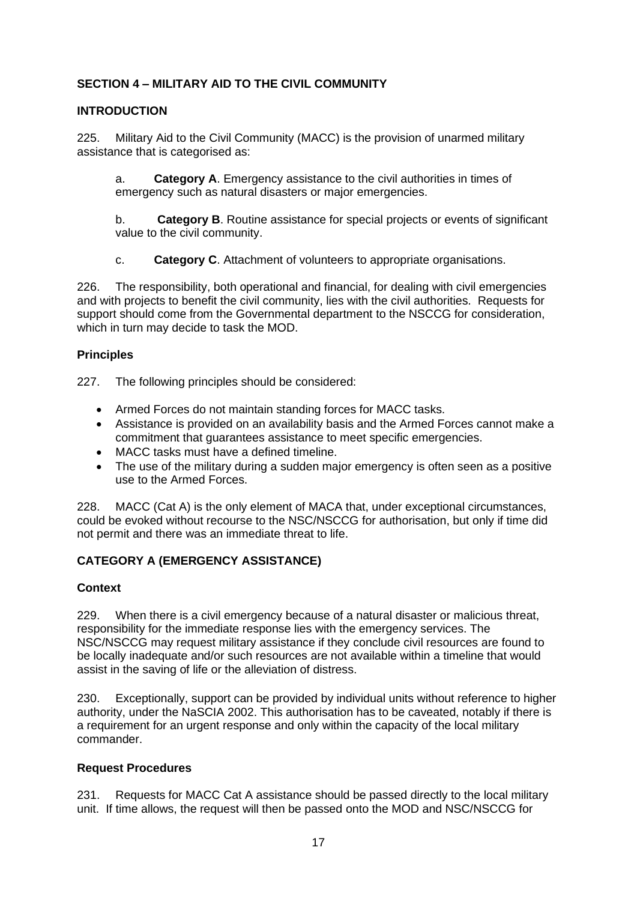## SECTION 4 – MILITARY AID TO THE CIVIL COMMUNITY

### INTRODUCTION

225. Military Aid to the Civil Community (MACC) is the provision of unarmed military assistance that is categorised as:

a. **Category A**. Emergency assistance to the civil authorities in times of emergency such as natural disasters or major emergencies.

b. **Category B**. Routine assistance for special projects or events of significant value to the civil community.

c. **Category C**. Attachment of volunteers to appropriate organisations.

226. The responsibility, both operational and financial, for dealing with civil emergencies and with projects to benefit the civil community, lies with the civil authorities. Requests for support should come from the Governmental department to the NSCCG for consideration, which in turn may decide to task the MOD.

### Principles

227. The following principles should be considered:

- Armed Forces do not maintain standing forces for MACC tasks.
- Assistance is provided on an availability basis and the Armed Forces cannot make a commitment that guarantees assistance to meet specific emergencies.
- MACC tasks must have a defined timeline.
- The use of the military during a sudden major emergency is often seen as a positive use to the Armed Forces.

228. MACC (Cat A) is the only element of MACA that, under exceptional circumstances, could be evoked without recourse to the NSC/NSCCG for authorisation, but only if time did not permit and there was an immediate threat to life.

### CATEGORY A (EMERGENCY ASSISTANCE)

### Context

229. When there is a civil emergency because of a natural disaster or malicious threat, responsibility for the immediate response lies with the emergency services. The NSC/NSCCG may request military assistance if they conclude civil resources are found to be locally inadequate and/or such resources are not available within a timeline that would assist in the saving of life or the alleviation of distress.

230. Exceptionally, support can be provided by individual units without reference to higher authority, under the NaSCIA 2002. This authorisation has to be caveated, notably if there is a requirement for an urgent response and only within the capacity of the local military commander.

### Request Procedures

231. Requests for MACC Cat A assistance should be passed directly to the local military unit. If time allows, the request will then be passed onto the MOD and NSC/NSCCG for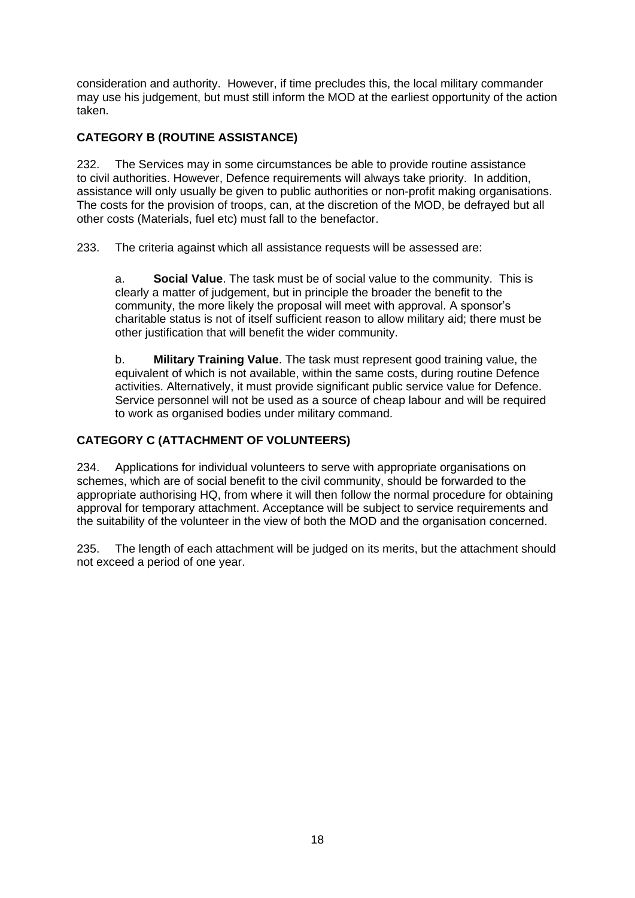consideration and authority. However, if time precludes this, the local military commander may use his judgement, but must still inform the MOD at the earliest opportunity of the action taken.

### CATEGORY B (ROUTINE ASSISTANCE)

232. The Services may in some circumstances be able to provide routine assistance to civil authorities. However, Defence requirements will always take priority. In addition, assistance will only usually be given to public authorities or non-profit making organisations. The costs for the provision of troops, can, at the discretion of the MOD, be defrayed but all other costs (Materials, fuel etc) must fall to the benefactor.

233. The criteria against which all assistance requests will be assessed are:

a. **Social Value**. The task must be of social value to the community. This is clearly a matter of judgement, but in principle the broader the benefit to the community, the more likely the proposal will meet with approval. A sponsor's charitable status is not of itself sufficient reason to allow military aid; there must be other justification that will benefit the wider community.

b. **Military Training Value**. The task must represent good training value, the equivalent of which is not available, within the same costs, during routine Defence activities. Alternatively, it must provide significant public service value for Defence. Service personnel will not be used as a source of cheap labour and will be required to work as organised bodies under military command.

### CATEGORY C (ATTACHMENT OF VOLUNTEERS)

234. Applications for individual volunteers to serve with appropriate organisations on schemes, which are of social benefit to the civil community, should be forwarded to the appropriate authorising HQ, from where it will then follow the normal procedure for obtaining approval for temporary attachment. Acceptance will be subject to service requirements and the suitability of the volunteer in the view of both the MOD and the organisation concerned.

235. The length of each attachment will be judged on its merits, but the attachment should not exceed a period of one year.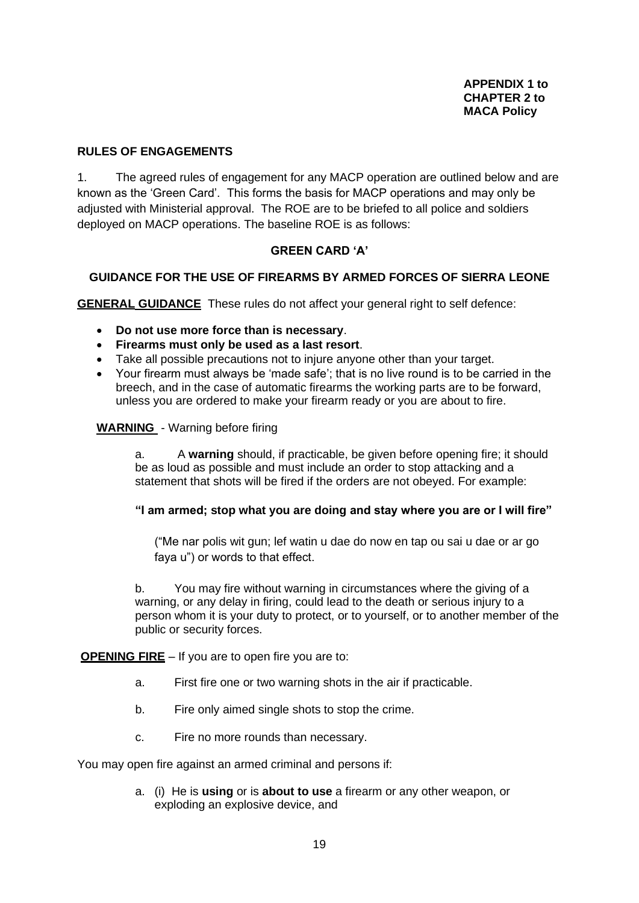**APPENDIX 1 to CHAPTER 2 to MACA Policy**

## RULES OF ENGAGEMENTS

1. The agreed rules of engagement for any MACP operation are outlined below and are known as the 'Green Card'. This forms the basis for MACP operations and may only be adjusted with Ministerial approval. The ROE are to be briefed to all police and soldiers deployed on MACP operations. The baseline ROE is as follows:

### GREEN CARD 'A'

### GUIDANCE FOR THE USE OF FIREARMS BY ARMED FORCES OF SIERRA LEONE

**GENERAL GUIDANCE** These rules do not affect your general right to self defence:

- **Do not use more force than is necessary**.
- **Firearms must only be used as a last resort**.
- Take all possible precautions not to injure anyone other than your target.
- Your firearm must always be 'made safe'; that is no live round is to be carried in the breech, and in the case of automatic firearms the working parts are to be forward, unless you are ordered to make your firearm ready or you are about to fire.

**WARNING** - Warning before firing

a. A **warning** should, if practicable, be given before opening fire; it should be as loud as possible and must include an order to stop attacking and a statement that shots will be fired if the orders are not obeyed. For example:

**"I am armed; stop what you are doing and stay where you are or I will fire"**

("Me nar polis wit gun; lef watin u dae do now en tap ou sai u dae or ar go faya u") or words to that effect.

b. You may fire without warning in circumstances where the giving of a warning, or any delay in firing, could lead to the death or serious injury to a person whom it is your duty to protect, or to yourself, or to another member of the public or security forces.

**OPENING FIRE** – If you are to open fire you are to:

a. First fire one or two warning shots in the air if practicable.

b. Fire only aimed single shots to stop the crime.

c. Fire no more rounds than necessary.

You may open fire against an armed criminal and persons if:

a. (i) He is **using** or is **about to use** a firearm or any other weapon, or exploding an explosive device, and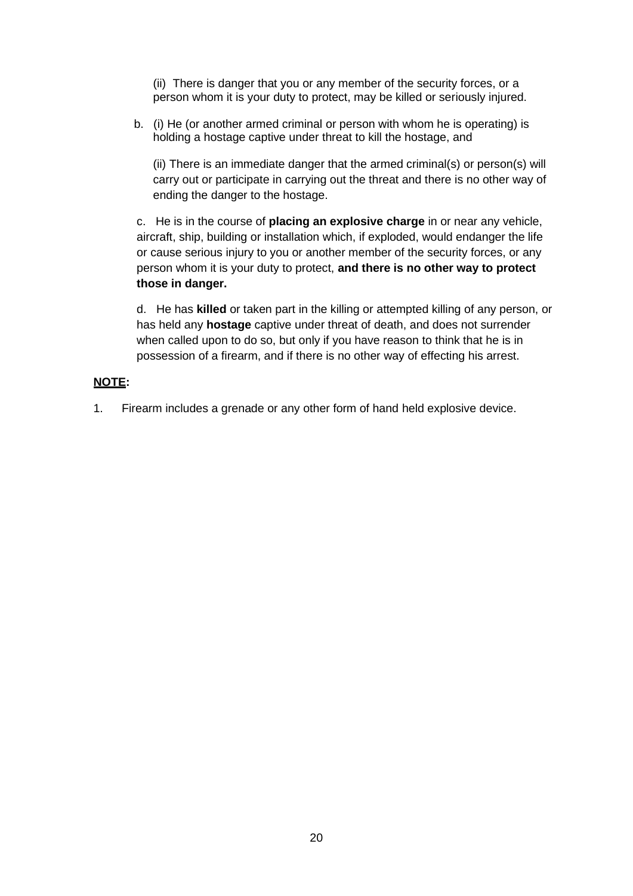(ii) There is danger that you or any member of the security forces, or a person whom it is your duty to protect, may be killed or seriously injured.

b. (i) He (or another armed criminal or person with whom he is operating) is holding a hostage captive under threat to kill the hostage, and

(ii) There is an immediate danger that the armed criminal(s) or person(s) will carry out or participate in carrying out the threat and there is no other way of ending the danger to the hostage.

c. He is in the course of **placing an explosive charge** in or near any vehicle, aircraft, ship, building or installation which, if exploded, would endanger the life or cause serious injury to you or another member of the security forces, or any person whom it is your duty to protect, **and there is no other way to protect those in danger.**

d. He has **killed** or taken part in the killing or attempted killing of any person, or has held any **hostage** captive under threat of death, and does not surrender when called upon to do so, but only if you have reason to think that he is in possession of a firearm, and if there is no other way of effecting his arrest.

**NOTE:**

1. Firearm includes a grenade or any other form of hand held explosive device.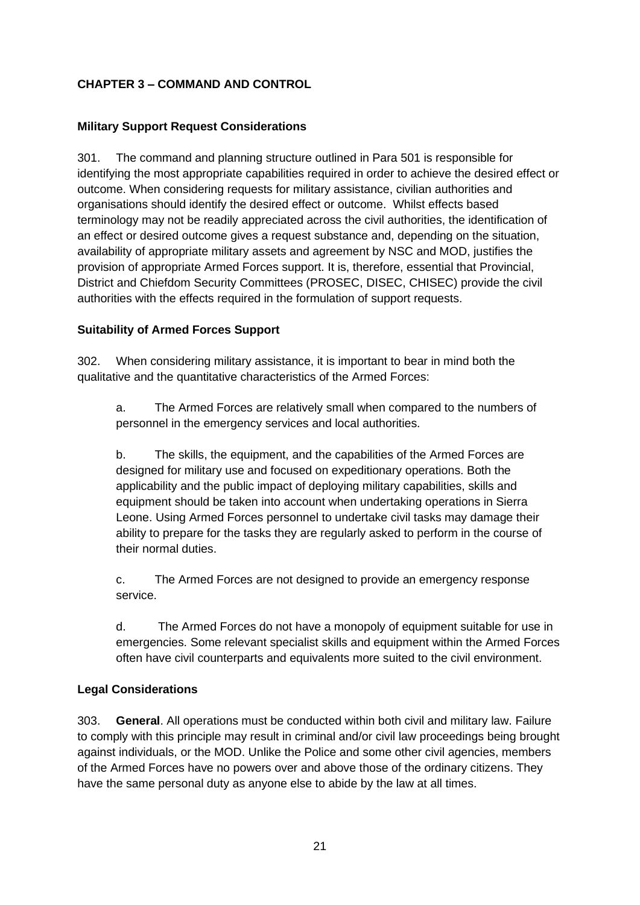## CHAPTER 3 – COMMAND AND CONTROL

### Military Support Request Considerations

301. The command and planning structure outlined in Para 501 is responsible for identifying the most appropriate capabilities required in order to achieve the desired effect or outcome. When considering requests for military assistance, civilian authorities and organisations should identify the desired effect or outcome. Whilst effects based terminology may not be readily appreciated across the civil authorities, the identification of an effect or desired outcome gives a request substance and, depending on the situation, availability of appropriate military assets and agreement by NSC and MOD, justifies the provision of appropriate Armed Forces support. It is, therefore, essential that Provincial, District and Chiefdom Security Committees (PROSEC, DISEC, CHISEC) provide the civil authorities with the effects required in the formulation of support requests.

### Suitability of Armed Forces Support

302. When considering military assistance, it is important to bear in mind both the qualitative and the quantitative characteristics of the Armed Forces:

a. The Armed Forces are relatively small when compared to the numbers of personnel in the emergency services and local authorities.

b. The skills, the equipment, and the capabilities of the Armed Forces are designed for military use and focused on expeditionary operations. Both the applicability and the public impact of deploying military capabilities, skills and equipment should be taken into account when undertaking operations in Sierra Leone. Using Armed Forces personnel to undertake civil tasks may damage their ability to prepare for the tasks they are regularly asked to perform in the course of their normal duties.

c. The Armed Forces are not designed to provide an emergency response service.

d. The Armed Forces do not have a monopoly of equipment suitable for use in emergencies. Some relevant specialist skills and equipment within the Armed Forces often have civil counterparts and equivalents more suited to the civil environment.

### Legal Considerations

303. **General**. All operations must be conducted within both civil and military law. Failure to comply with this principle may result in criminal and/or civil law proceedings being brought against individuals, or the MOD. Unlike the Police and some other civil agencies, members of the Armed Forces have no powers over and above those of the ordinary citizens. They have the same personal duty as anyone else to abide by the law at all times.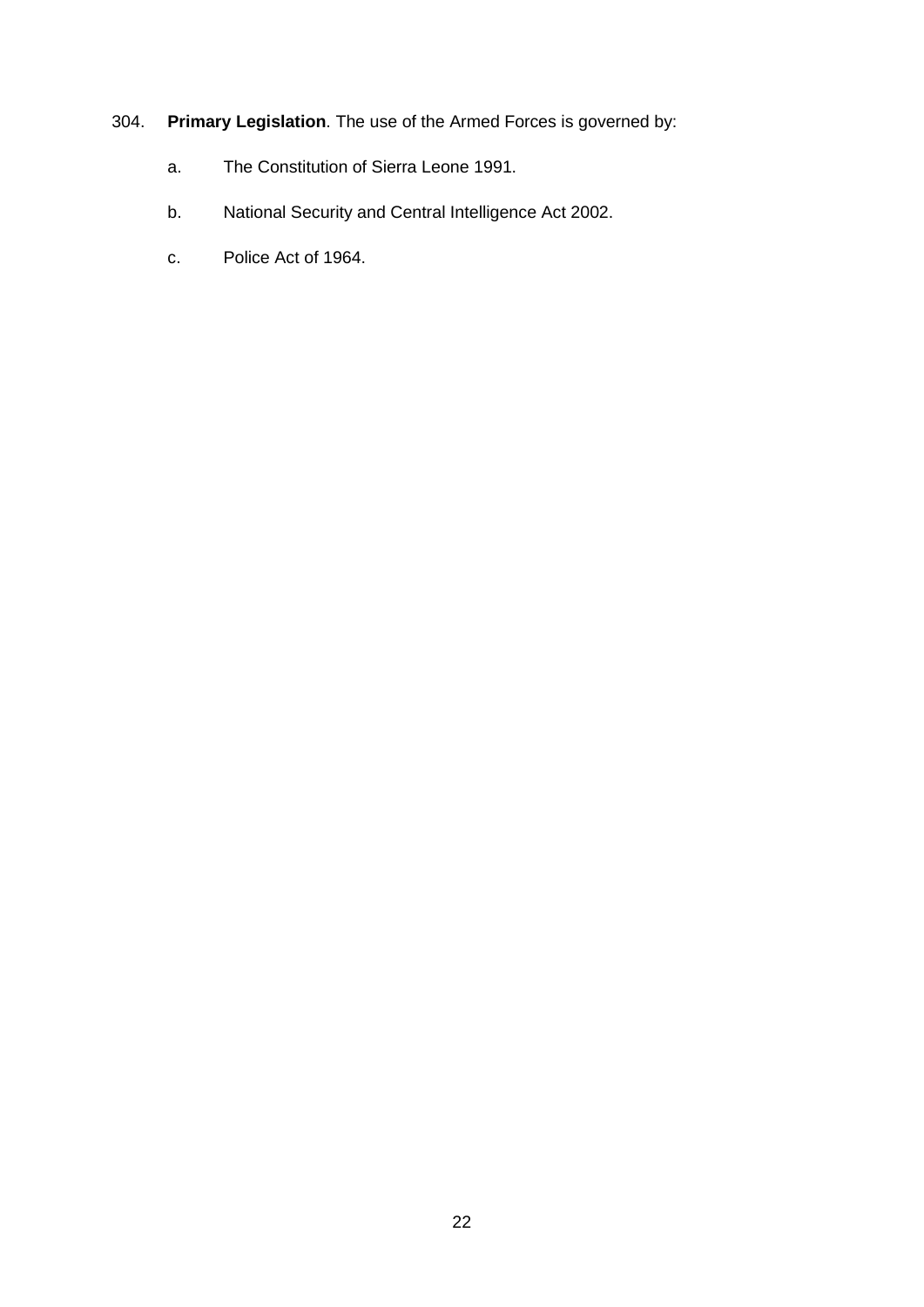304. **Primary Legislation**. The use of the Armed Forces is governed by:

a. The Constitution of Sierra Leone 1991.

b. National Security and Central Intelligence Act 2002.

c. Police Act of 1964.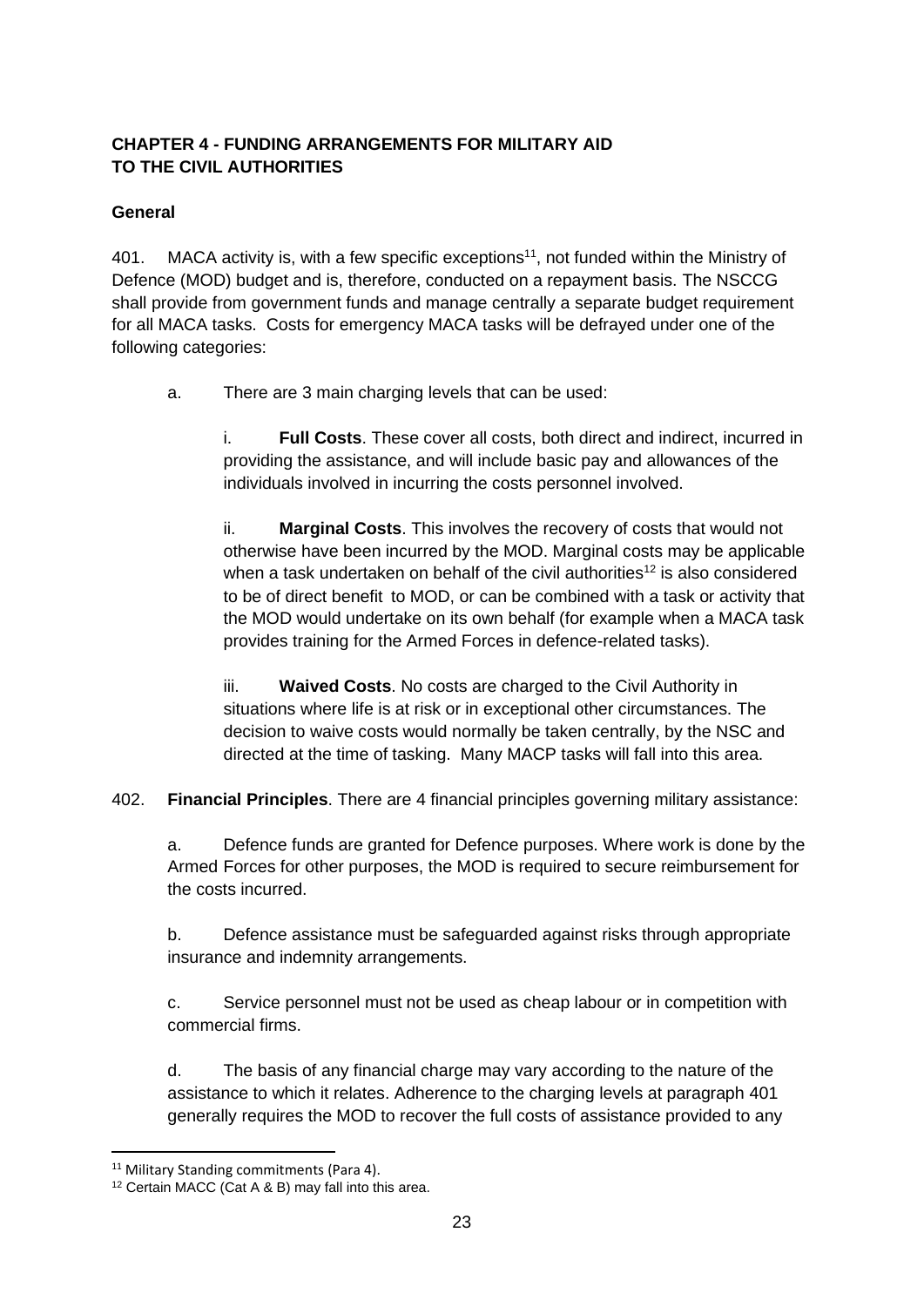## CHAPTER 4 - FUNDING ARRANGEMENTS FOR MILITARY AID TO THE CIVIL AUTHORITIES

### General

401. MACA activity is, with a few specific exceptions[11], not funded within the Ministry of Defence (MOD) budget and is, therefore, conducted on a repayment basis. The NSCCG shall provide from government funds and manage centrally a separate budget requirement for all MACA tasks. Costs for emergency MACA tasks will be defrayed under one of the following categories:

a. There are 3 main charging levels that can be used:

i. **Full Costs**. These cover all costs, both direct and indirect, incurred in providing the assistance, and will include basic pay and allowances of the individuals involved in incurring the costs personnel involved.

ii. **Marginal Costs**. This involves the recovery of costs that would not otherwise have been incurred by the MOD. Marginal costs may be applicable when a task undertaken on behalf of the civil authorities[12] is also considered to be of direct benefit to MOD, or can be combined with a task or activity that the MOD would undertake on its own behalf (for example when a MACA task provides training for the Armed Forces in defence-related tasks).

iii. **Waived Costs**. No costs are charged to the Civil Authority in situations where life is at risk or in exceptional other circumstances. The decision to waive costs would normally be taken centrally, by the NSC and directed at the time of tasking. Many MACP tasks will fall into this area.

402. **Financial Principles**. There are 4 financial principles governing military assistance:

a. Defence funds are granted for Defence purposes. Where work is done by the Armed Forces for other purposes, the MOD is required to secure reimbursement for the costs incurred.

b. Defence assistance must be safeguarded against risks through appropriate insurance and indemnity arrangements.

c. Service personnel must not be used as cheap labour or in competition with commercial firms.

d. The basis of any financial charge may vary according to the nature of the assistance to which it relates. Adherence to the charging levels at paragraph 401 generally requires the MOD to recover the full costs of assistance provided to any

---

[11] Military Standing commitments (Para 4).

[12] Certain MACC (Cat A & B) may fall into this area.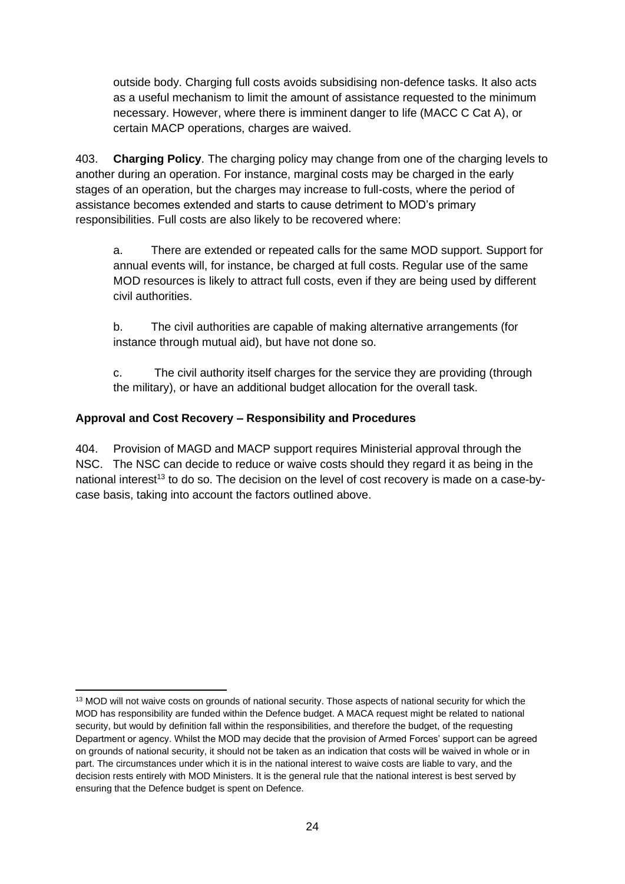outside body. Charging full costs avoids subsidising non-defence tasks. It also acts as a useful mechanism to limit the amount of assistance requested to the minimum necessary. However, where there is imminent danger to life (MACC C Cat A), or certain MACP operations, charges are waived.

403. **Charging Policy**. The charging policy may change from one of the charging levels to another during an operation. For instance, marginal costs may be charged in the early stages of an operation, but the charges may increase to full-costs, where the period of assistance becomes extended and starts to cause detriment to MOD's primary responsibilities. Full costs are also likely to be recovered where:

a. There are extended or repeated calls for the same MOD support. Support for annual events will, for instance, be charged at full costs. Regular use of the same MOD resources is likely to attract full costs, even if they are being used by different civil authorities.

b. The civil authorities are capable of making alternative arrangements (for instance through mutual aid), but have not done so.

c. The civil authority itself charges for the service they are providing (through the military), or have an additional budget allocation for the overall task.

**Approval and Cost Recovery – Responsibility and Procedures**

404. Provision of MAGD and MACP support requires Ministerial approval through the NSC. The NSC can decide to reduce or waive costs should they regard it as being in the national interest[13] to do so. The decision on the level of cost recovery is made on a case-by-case basis, taking into account the factors outlined above.

[13] MOD will not waive costs on grounds of national security. Those aspects of national security for which the MOD has responsibility are funded within the Defence budget. A MACA request might be related to national security, but would by definition fall within the responsibilities, and therefore the budget, of the requesting Department or agency. Whilst the MOD may decide that the provision of Armed Forces' support can be agreed on grounds of national security, it should not be taken as an indication that costs will be waived in whole or in part. The circumstances under which it is in the national interest to waive costs are liable to vary, and the decision rests entirely with MOD Ministers. It is the general rule that the national interest is best served by ensuring that the Defence budget is spent on Defence.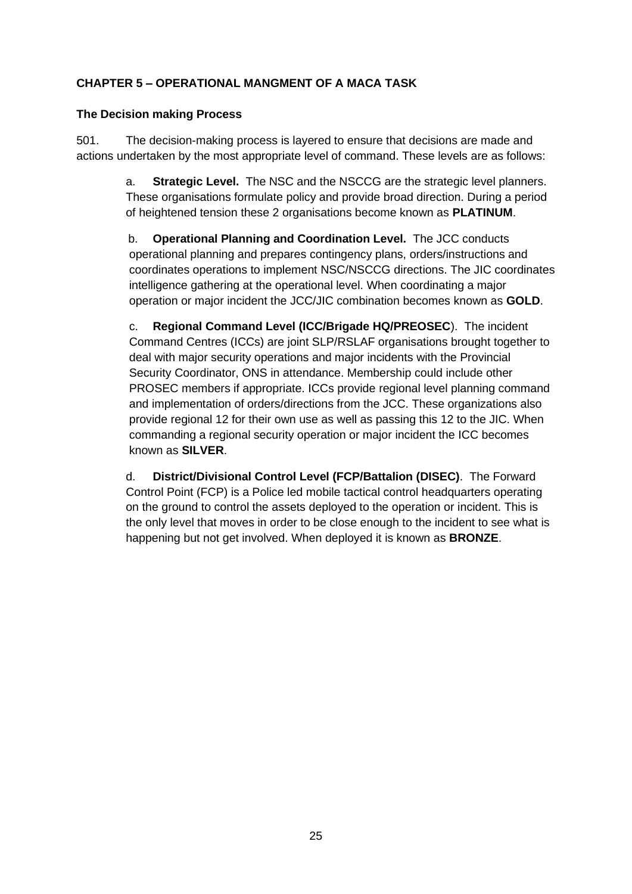## CHAPTER 5 – OPERATIONAL MANGMENT OF A MACA TASK

### The Decision making Process

501. The decision-making process is layered to ensure that decisions are made and actions undertaken by the most appropriate level of command. These levels are as follows:

a. **Strategic Level.** The NSC and the NSCCG are the strategic level planners. These organisations formulate policy and provide broad direction. During a period of heightened tension these 2 organisations become known as **PLATINUM**.

b. **Operational Planning and Coordination Level.** The JCC conducts operational planning and prepares contingency plans, orders/instructions and coordinates operations to implement NSC/NSCCG directions. The JIC coordinates intelligence gathering at the operational level. When coordinating a major operation or major incident the JCC/JIC combination becomes known as **GOLD**.

c. **Regional Command Level (ICC/Brigade HQ/PREOSEC**). The incident Command Centres (ICCs) are joint SLP/RSLAF organisations brought together to deal with major security operations and major incidents with the Provincial Security Coordinator, ONS in attendance. Membership could include other PROSEC members if appropriate. ICCs provide regional level planning command and implementation of orders/directions from the JCC. These organizations also provide regional 12 for their own use as well as passing this 12 to the JIC. When commanding a regional security operation or major incident the ICC becomes known as **SILVER**.

d. **District/Divisional Control Level (FCP/Battalion (DISEC)**. The Forward Control Point (FCP) is a Police led mobile tactical control headquarters operating on the ground to control the assets deployed to the operation or incident. This is the only level that moves in order to be close enough to the incident to see what is happening but not get involved. When deployed it is known as **BRONZE**.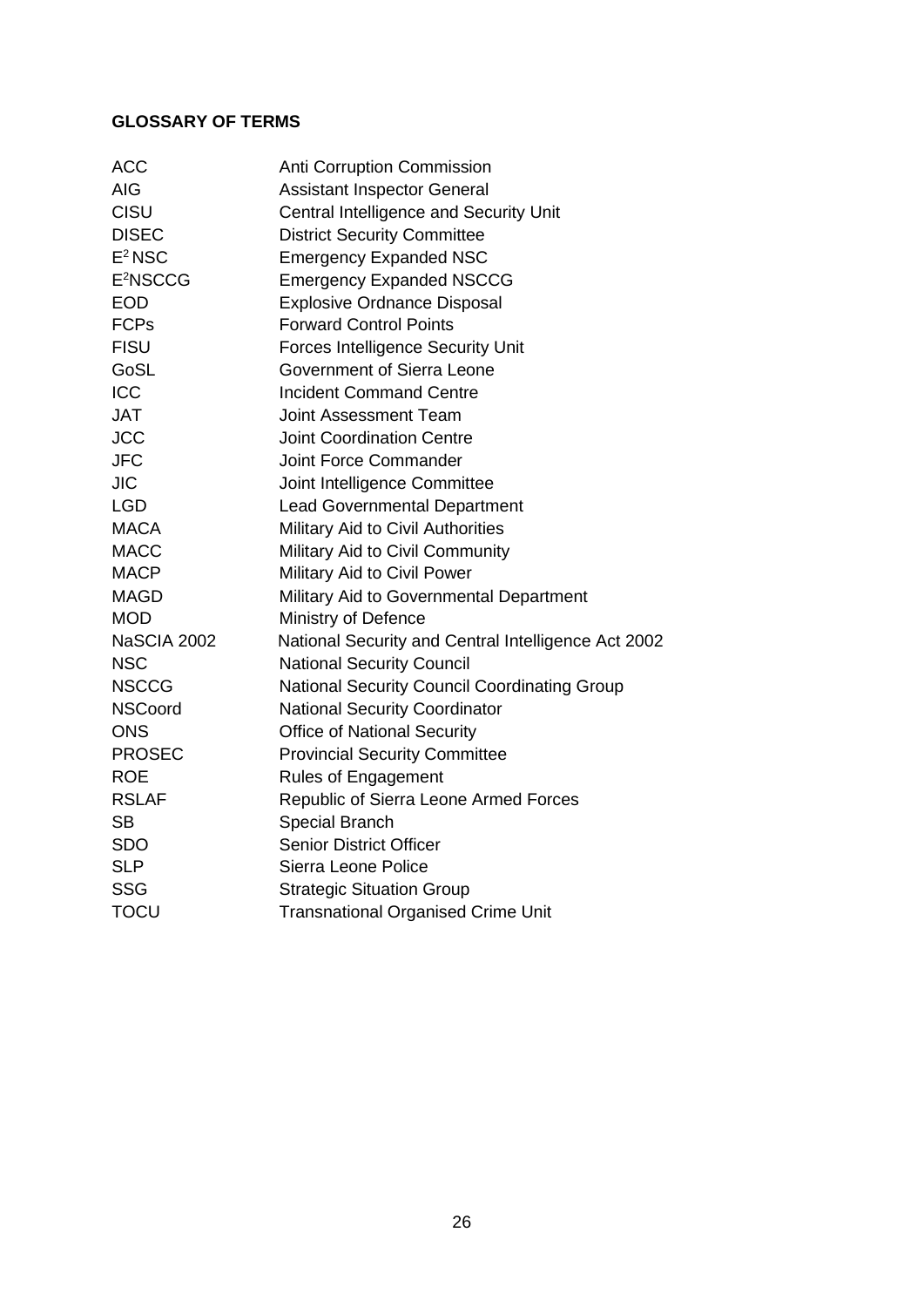**GLOSSARY OF TERMS**

| | |
|---|---|
| ACC | Anti Corruption Commission |
| AIG | Assistant Inspector General |
| CISU | Central Intelligence and Security Unit |
| DISEC | District Security Committee |
| $E^2$ NSC | Emergency Expanded NSC |
| $E^2$NSCCG | Emergency Expanded NSCCG |
| EOD | Explosive Ordnance Disposal |
| FCPs | Forward Control Points |
| FISU | Forces Intelligence Security Unit |
| GoSL | Government of Sierra Leone |
| ICC | Incident Command Centre |
| JAT | Joint Assessment Team |
| JCC | Joint Coordination Centre |
| JFC | Joint Force Commander |
| JIC | Joint Intelligence Committee |
| LGD | Lead Governmental Department |
| MACA | Military Aid to Civil Authorities |
| MACC | Military Aid to Civil Community |
| MACP | Military Aid to Civil Power |
| MAGD | Military Aid to Governmental Department |
| MOD | Ministry of Defence |
| NaSCIA 2002 | National Security and Central Intelligence Act 2002 |
| NSC | National Security Council |
| NSCCG | National Security Council Coordinating Group |
| NSCoord | National Security Coordinator |
| ONS | Office of National Security |
| PROSEC | Provincial Security Committee |
| ROE | Rules of Engagement |
| RSLAF | Republic of Sierra Leone Armed Forces |
| SB | Special Branch |
| SDO | Senior District Officer |
| SLP | Sierra Leone Police |
| SSG | Strategic Situation Group |
| TOCU | Transnational Organised Crime Unit |